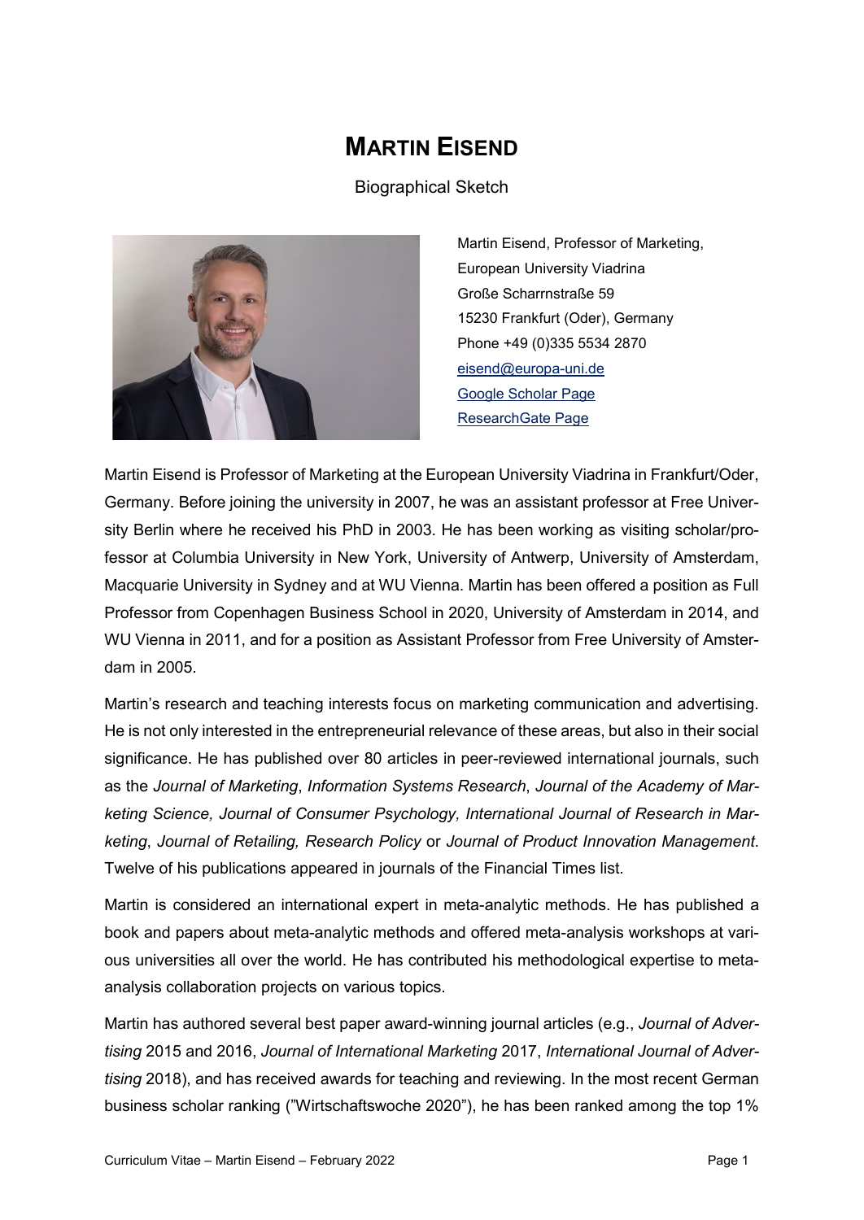# MARTIN EISEND

Biographical Sketch

Martin Eisend, Professor of Marketing,
European University Viadrina
Große Scharrnstraße 59
15230 Frankfurt (Oder), Germany
Phone +49 (0)335 5534 2870
eisend@europa-uni.de
Google Scholar Page
ResearchGate Page

Martin Eisend is Professor of Marketing at the European University Viadrina in Frankfurt/Oder, Germany. Before joining the university in 2007, he was an assistant professor at Free University Berlin where he received his PhD in 2003. He has been working as visiting scholar/professor at Columbia University in New York, University of Antwerp, University of Amsterdam, Macquarie University in Sydney and at WU Vienna. Martin has been offered a position as Full Professor from Copenhagen Business School in 2020, University of Amsterdam in 2014, and WU Vienna in 2011, and for a position as Assistant Professor from Free University of Amsterdam in 2005.

Martin's research and teaching interests focus on marketing communication and advertising. He is not only interested in the entrepreneurial relevance of these areas, but also in their social significance. He has published over 80 articles in peer-reviewed international journals, such as the *Journal of Marketing*, *Information Systems Research*, *Journal of the Academy of Marketing Science, Journal of Consumer Psychology, International Journal of Research in Marketing*, *Journal of Retailing, Research Policy* or *Journal of Product Innovation Management*. Twelve of his publications appeared in journals of the Financial Times list.

Martin is considered an international expert in meta-analytic methods. He has published a book and papers about meta-analytic methods and offered meta-analysis workshops at various universities all over the world. He has contributed his methodological expertise to meta-analysis collaboration projects on various topics.

Martin has authored several best paper award-winning journal articles (e.g., *Journal of Advertising* 2015 and 2016, *Journal of International Marketing* 2017, *International Journal of Advertising* 2018), and has received awards for teaching and reviewing. In the most recent German business scholar ranking ("Wirtschaftswoche 2020"), he has been ranked among the top 1%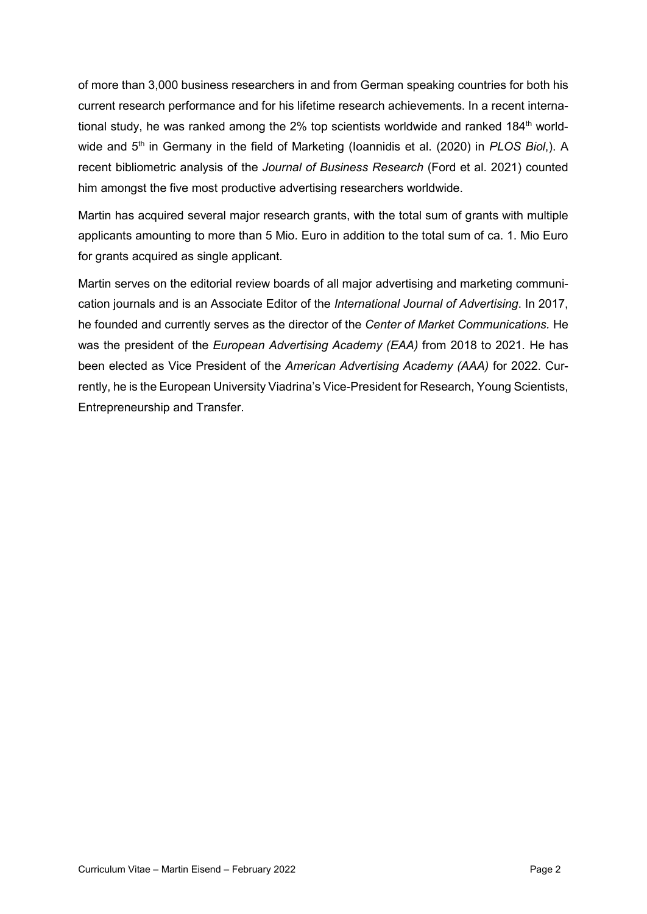of more than 3,000 business researchers in and from German speaking countries for both his current research performance and for his lifetime research achievements. In a recent international study, he was ranked among the 2% top scientists worldwide and ranked 184th worldwide and 5th in Germany in the field of Marketing (Ioannidis et al. (2020) in *PLOS Biol*,). A recent bibliometric analysis of the *Journal of Business Research* (Ford et al. 2021) counted him amongst the five most productive advertising researchers worldwide.

Martin has acquired several major research grants, with the total sum of grants with multiple applicants amounting to more than 5 Mio. Euro in addition to the total sum of ca. 1. Mio Euro for grants acquired as single applicant.

Martin serves on the editorial review boards of all major advertising and marketing communication journals and is an Associate Editor of the *International Journal of Advertising*. In 2017, he founded and currently serves as the director of the *Center of Market Communications*. He was the president of the *European Advertising Academy (EAA)* from 2018 to 2021. He has been elected as Vice President of the *American Advertising Academy (AAA)* for 2022. Currently, he is the European University Viadrina's Vice-President for Research, Young Scientists, Entrepreneurship and Transfer.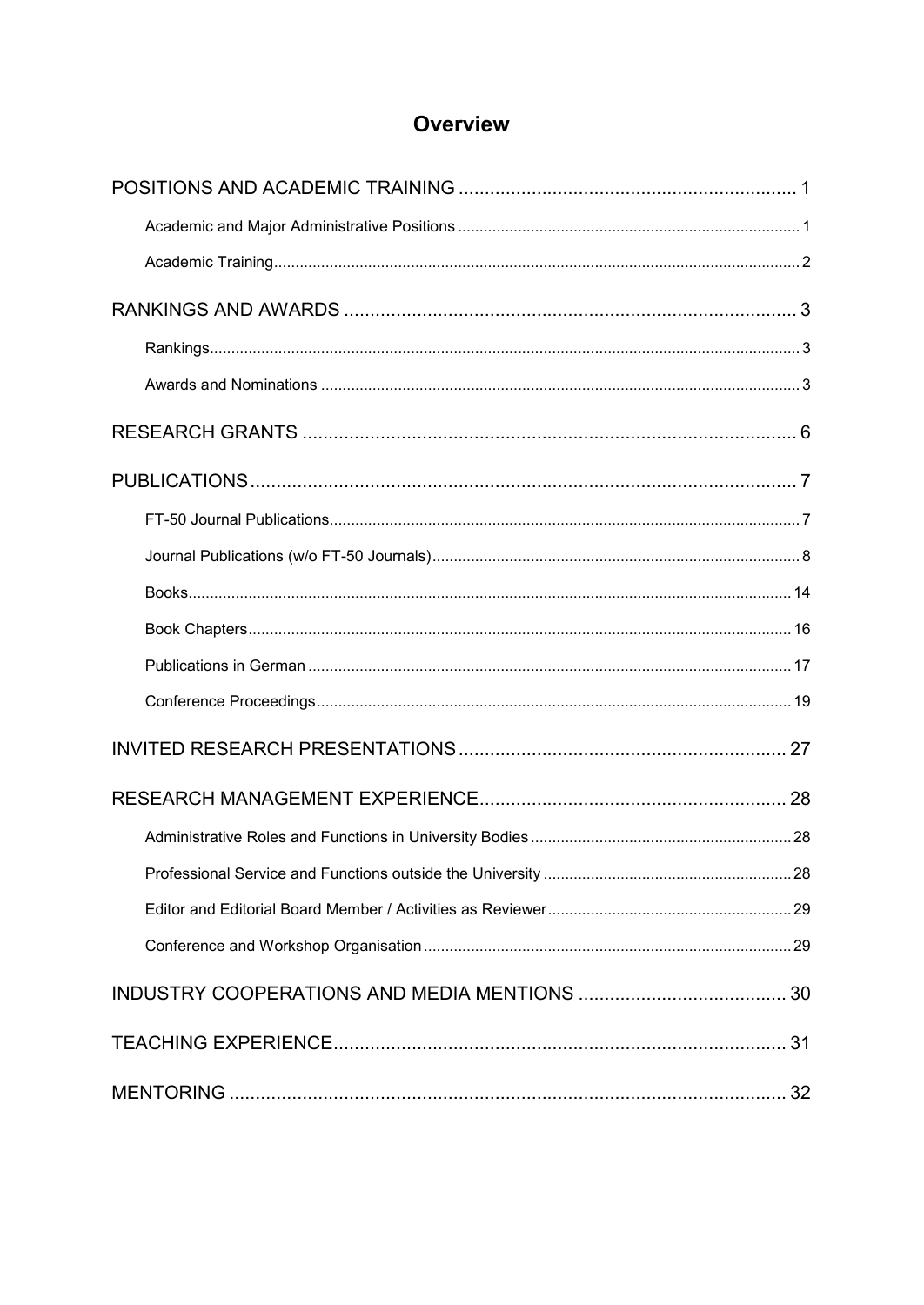# Overview

POSITIONS AND ACADEMIC TRAINING ..... 1

- Academic and Major Administrative Positions ..... 1
- Academic Training ..... 2

RANKINGS AND AWARDS ..... 3

- Rankings ..... 3
- Awards and Nominations ..... 3

RESEARCH GRANTS ..... 6

PUBLICATIONS ..... 7

- FT-50 Journal Publications ..... 7
- Journal Publications (w/o FT-50 Journals) ..... 8
- Books ..... 14
- Book Chapters ..... 16
- Publications in German ..... 17
- Conference Proceedings ..... 19

INVITED RESEARCH PRESENTATIONS ..... 27

RESEARCH MANAGEMENT EXPERIENCE ..... 28

- Administrative Roles and Functions in University Bodies ..... 28
- Professional Service and Functions outside the University ..... 28
- Editor and Editorial Board Member / Activities as Reviewer ..... 29
- Conference and Workshop Organisation ..... 29

INDUSTRY COOPERATIONS AND MEDIA MENTIONS ..... 30

TEACHING EXPERIENCE ..... 31

MENTORING ..... 32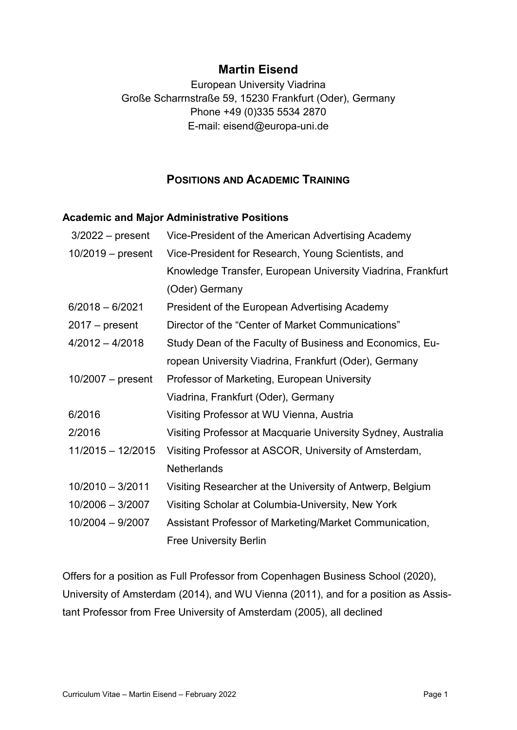# Martin Eisend

European University Viadrina
Große Scharrnstraße 59, 15230 Frankfurt (Oder), Germany
Phone +49 (0)335 5534 2870
E-mail: eisend@europa-uni.de

## Positions and Academic Training

### Academic and Major Administrative Positions

| | |
|---|---|
| 3/2022 – present | Vice-President of the American Advertising Academy |
| 10/2019 – present | Vice-President for Research, Young Scientists, and Knowledge Transfer, European University Viadrina, Frankfurt (Oder) Germany |
| 6/2018 – 6/2021 | President of the European Advertising Academy |
| 2017 – present | Director of the "Center of Market Communications" |
| 4/2012 – 4/2018 | Study Dean of the Faculty of Business and Economics, European University Viadrina, Frankfurt (Oder), Germany |
| 10/2007 – present | Professor of Marketing, European University Viadrina, Frankfurt (Oder), Germany |
| 6/2016 | Visiting Professor at WU Vienna, Austria |
| 2/2016 | Visiting Professor at Macquarie University Sydney, Australia |
| 11/2015 – 12/2015 | Visiting Professor at ASCOR, University of Amsterdam, Netherlands |
| 10/2010 – 3/2011 | Visiting Researcher at the University of Antwerp, Belgium |
| 10/2006 – 3/2007 | Visiting Scholar at Columbia-University, New York |
| 10/2004 – 9/2007 | Assistant Professor of Marketing/Market Communication, Free University Berlin |

Offers for a position as Full Professor from Copenhagen Business School (2020), University of Amsterdam (2014), and WU Vienna (2011), and for a position as Assistant Professor from Free University of Amsterdam (2005), all declined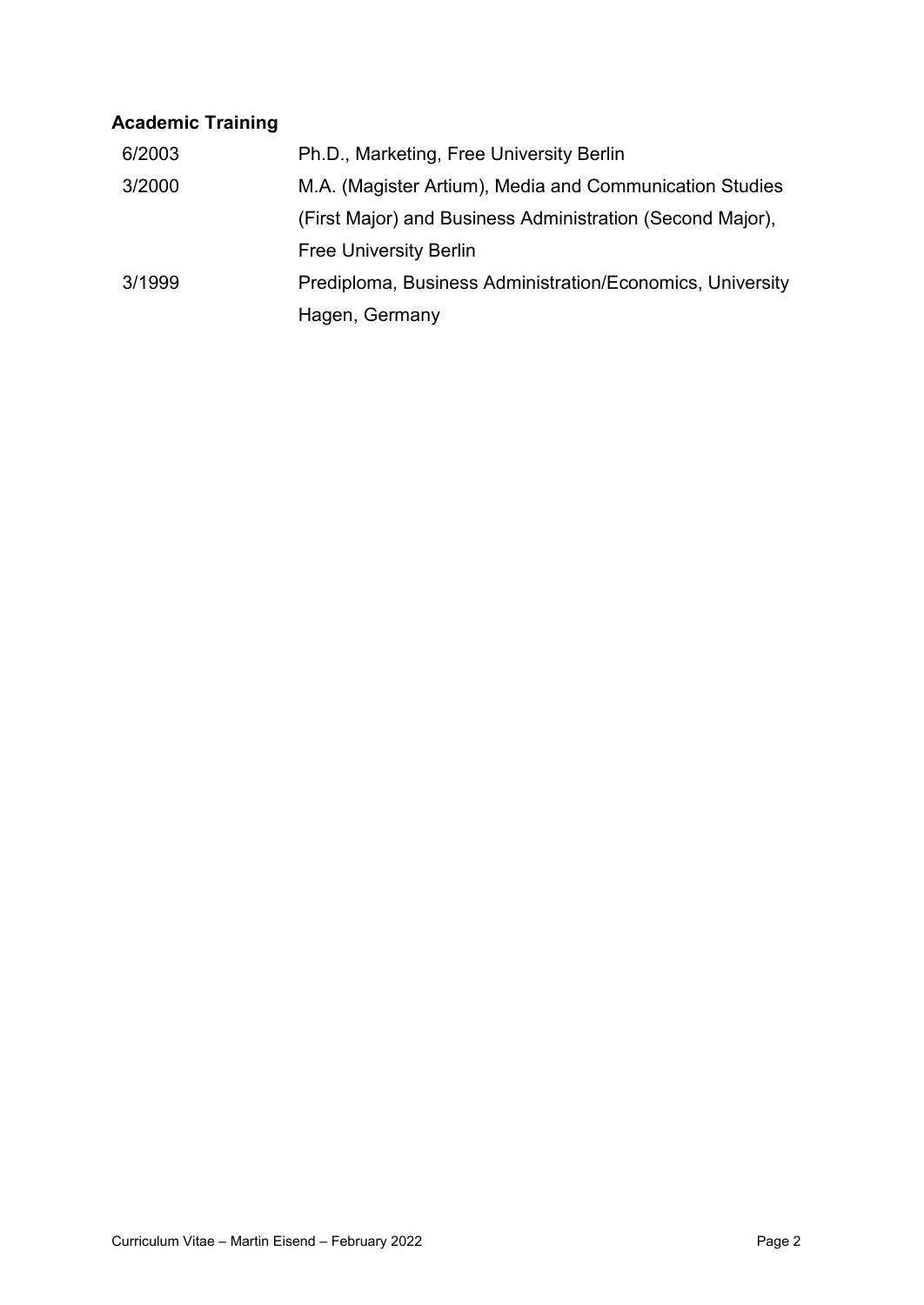## Academic Training

| | |
|---|---|
| 6/2003 | Ph.D., Marketing, Free University Berlin |
| 3/2000 | M.A. (Magister Artium), Media and Communication Studies (First Major) and Business Administration (Second Major), Free University Berlin |
| 3/1999 | Prediploma, Business Administration/Economics, University Hagen, Germany |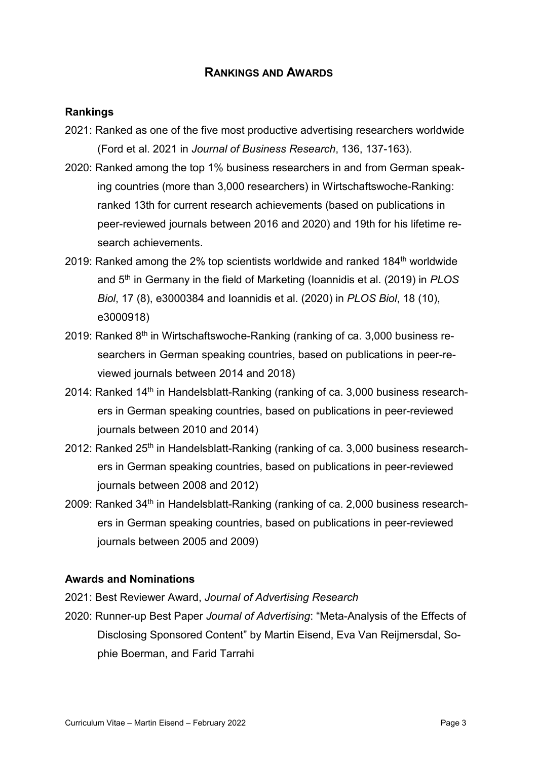## RANKINGS AND AWARDS

### Rankings

2021: Ranked as one of the five most productive advertising researchers worldwide (Ford et al. 2021 in *Journal of Business Research*, 136, 137-163).

2020: Ranked among the top 1% business researchers in and from German speaking countries (more than 3,000 researchers) in Wirtschaftswoche-Ranking: ranked 13th for current research achievements (based on publications in peer-reviewed journals between 2016 and 2020) and 19th for his lifetime research achievements.

2019: Ranked among the 2% top scientists worldwide and ranked 184th worldwide and 5th in Germany in the field of Marketing (Ioannidis et al. (2019) in *PLOS Biol*, 17 (8), e3000384 and Ioannidis et al. (2020) in *PLOS Biol*, 18 (10), e3000918)

2019: Ranked 8th in Wirtschaftswoche-Ranking (ranking of ca. 3,000 business researchers in German speaking countries, based on publications in peer-reviewed journals between 2014 and 2018)

2014: Ranked 14th in Handelsblatt-Ranking (ranking of ca. 3,000 business researchers in German speaking countries, based on publications in peer-reviewed journals between 2010 and 2014)

2012: Ranked 25th in Handelsblatt-Ranking (ranking of ca. 3,000 business researchers in German speaking countries, based on publications in peer-reviewed journals between 2008 and 2012)

2009: Ranked 34th in Handelsblatt-Ranking (ranking of ca. 2,000 business researchers in German speaking countries, based on publications in peer-reviewed journals between 2005 and 2009)

### Awards and Nominations

2021: Best Reviewer Award, *Journal of Advertising Research*

2020: Runner-up Best Paper *Journal of Advertising*: "Meta-Analysis of the Effects of Disclosing Sponsored Content" by Martin Eisend, Eva Van Reijmersdal, Sophie Boerman, and Farid Tarrahi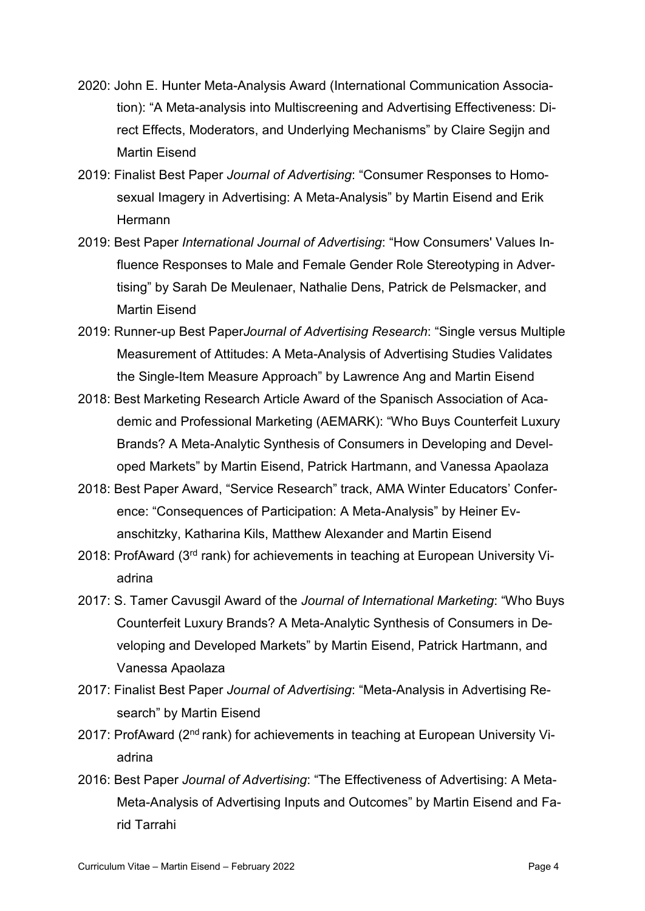- 2020: John E. Hunter Meta-Analysis Award (International Communication Association): "A Meta-analysis into Multiscreening and Advertising Effectiveness: Direct Effects, Moderators, and Underlying Mechanisms" by Claire Segijn and Martin Eisend
- 2019: Finalist Best Paper *Journal of Advertising*: "Consumer Responses to Homosexual Imagery in Advertising: A Meta-Analysis" by Martin Eisend and Erik Hermann
- 2019: Best Paper *International Journal of Advertising*: "How Consumers' Values Influence Responses to Male and Female Gender Role Stereotyping in Advertising" by Sarah De Meulenaer, Nathalie Dens, Patrick de Pelsmacker, and Martin Eisend
- 2019: Runner-up Best Paper*Journal of Advertising Research*: "Single versus Multiple Measurement of Attitudes: A Meta-Analysis of Advertising Studies Validates the Single-Item Measure Approach" by Lawrence Ang and Martin Eisend
- 2018: Best Marketing Research Article Award of the Spanisch Association of Academic and Professional Marketing (AEMARK): "Who Buys Counterfeit Luxury Brands? A Meta-Analytic Synthesis of Consumers in Developing and Developed Markets" by Martin Eisend, Patrick Hartmann, and Vanessa Apaolaza
- 2018: Best Paper Award, "Service Research" track, AMA Winter Educators' Conference: "Consequences of Participation: A Meta-Analysis" by Heiner Evanschitzky, Katharina Kils, Matthew Alexander and Martin Eisend
- 2018: ProfAward (3rd rank) for achievements in teaching at European University Viadrina
- 2017: S. Tamer Cavusgil Award of the *Journal of International Marketing*: "Who Buys Counterfeit Luxury Brands? A Meta-Analytic Synthesis of Consumers in Developing and Developed Markets" by Martin Eisend, Patrick Hartmann, and Vanessa Apaolaza
- 2017: Finalist Best Paper *Journal of Advertising*: "Meta-Analysis in Advertising Research" by Martin Eisend
- 2017: ProfAward (2nd rank) for achievements in teaching at European University Viadrina
- 2016: Best Paper *Journal of Advertising*: "The Effectiveness of Advertising: A Meta-Meta-Analysis of Advertising Inputs and Outcomes" by Martin Eisend and Farid Tarrahi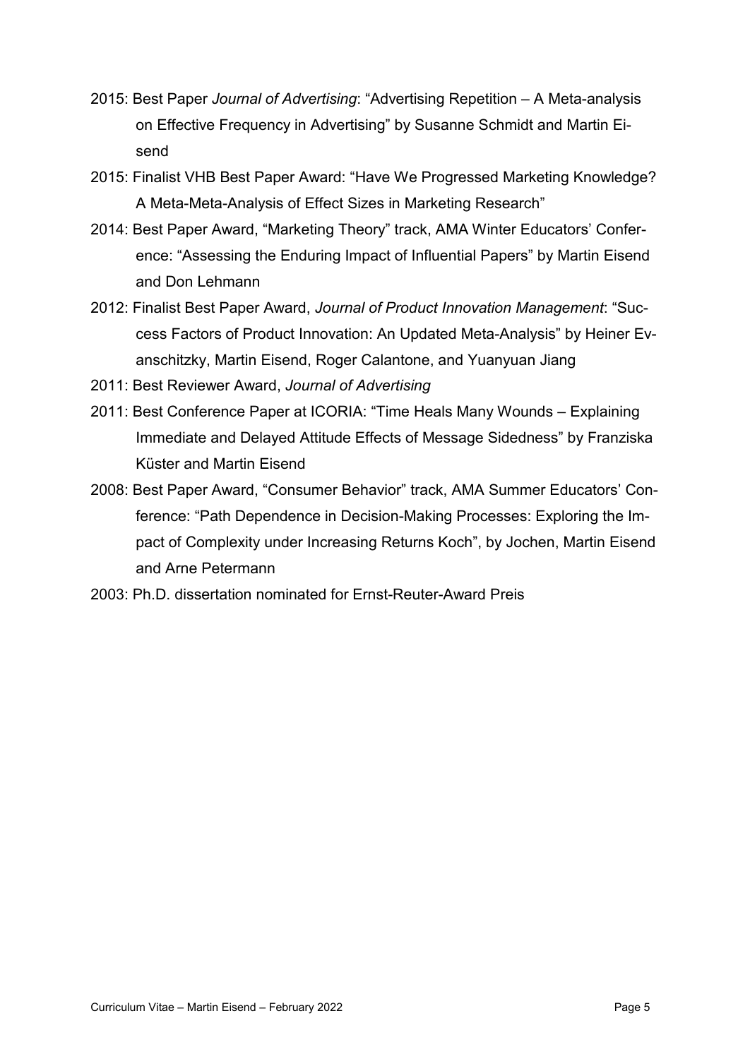- 2015: Best Paper *Journal of Advertising*: “Advertising Repetition – A Meta-analysis on Effective Frequency in Advertising” by Susanne Schmidt and Martin Eisend
- 2015: Finalist VHB Best Paper Award: “Have We Progressed Marketing Knowledge? A Meta-Meta-Analysis of Effect Sizes in Marketing Research”
- 2014: Best Paper Award, “Marketing Theory” track, AMA Winter Educators’ Conference: “Assessing the Enduring Impact of Influential Papers” by Martin Eisend and Don Lehmann
- 2012: Finalist Best Paper Award, *Journal of Product Innovation Management*: “Success Factors of Product Innovation: An Updated Meta-Analysis” by Heiner Evanschitzky, Martin Eisend, Roger Calantone, and Yuanyuan Jiang
- 2011: Best Reviewer Award, *Journal of Advertising*
- 2011: Best Conference Paper at ICORIA: “Time Heals Many Wounds – Explaining Immediate and Delayed Attitude Effects of Message Sidedness” by Franziska Küster and Martin Eisend
- 2008: Best Paper Award, “Consumer Behavior” track, AMA Summer Educators’ Conference: “Path Dependence in Decision-Making Processes: Exploring the Impact of Complexity under Increasing Returns Koch”, by Jochen, Martin Eisend and Arne Petermann
- 2003: Ph.D. dissertation nominated for Ernst-Reuter-Award Preis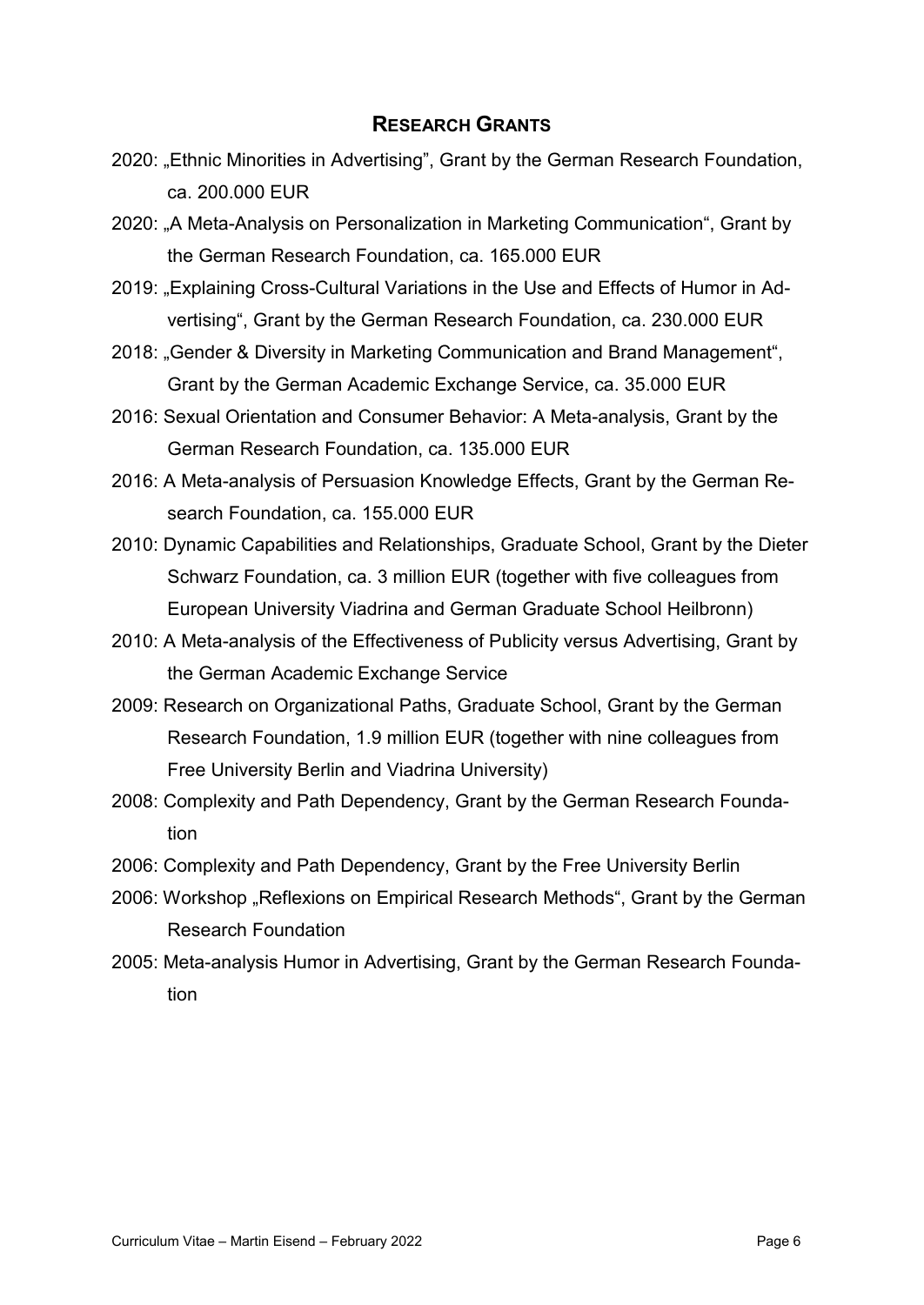## RESEARCH GRANTS

2020: „Ethnic Minorities in Advertising", Grant by the German Research Foundation, ca. 200.000 EUR

2020: „A Meta-Analysis on Personalization in Marketing Communication", Grant by the German Research Foundation, ca. 165.000 EUR

2019: „Explaining Cross-Cultural Variations in the Use and Effects of Humor in Advertising", Grant by the German Research Foundation, ca. 230.000 EUR

2018: „Gender & Diversity in Marketing Communication and Brand Management", Grant by the German Academic Exchange Service, ca. 35.000 EUR

2016: Sexual Orientation and Consumer Behavior: A Meta-analysis, Grant by the German Research Foundation, ca. 135.000 EUR

2016: A Meta-analysis of Persuasion Knowledge Effects, Grant by the German Research Foundation, ca. 155.000 EUR

2010: Dynamic Capabilities and Relationships, Graduate School, Grant by the Dieter Schwarz Foundation, ca. 3 million EUR (together with five colleagues from European University Viadrina and German Graduate School Heilbronn)

2010: A Meta-analysis of the Effectiveness of Publicity versus Advertising, Grant by the German Academic Exchange Service

2009: Research on Organizational Paths, Graduate School, Grant by the German Research Foundation, 1.9 million EUR (together with nine colleagues from Free University Berlin and Viadrina University)

2008: Complexity and Path Dependency, Grant by the German Research Foundation

2006: Complexity and Path Dependency, Grant by the Free University Berlin

2006: Workshop „Reflexions on Empirical Research Methods", Grant by the German Research Foundation

2005: Meta-analysis Humor in Advertising, Grant by the German Research Foundation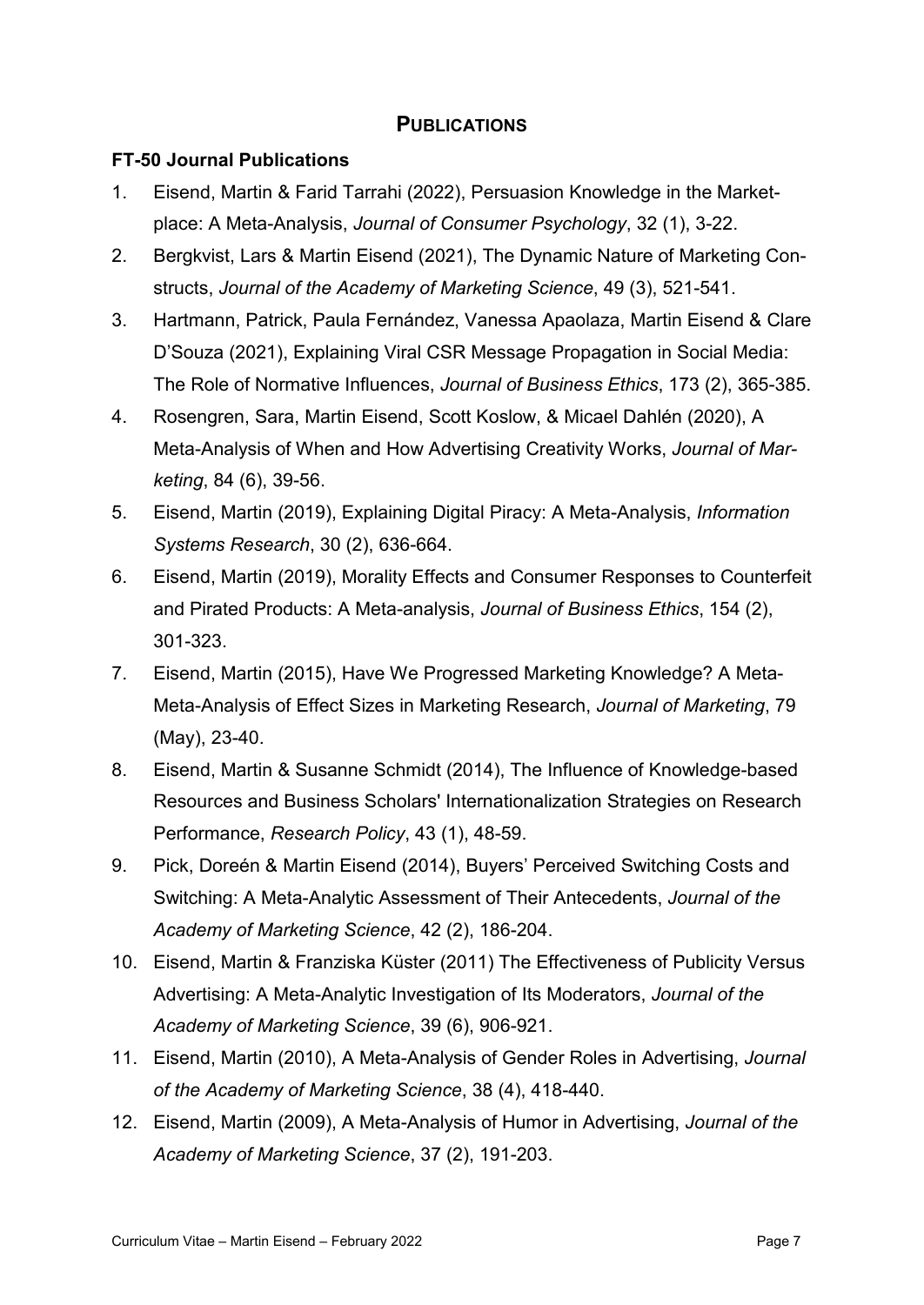## PUBLICATIONS

### FT-50 Journal Publications

1. Eisend, Martin & Farid Tarrahi (2022), Persuasion Knowledge in the Marketplace: A Meta-Analysis, *Journal of Consumer Psychology*, 32 (1), 3-22.
2. Bergkvist, Lars & Martin Eisend (2021), The Dynamic Nature of Marketing Constructs, *Journal of the Academy of Marketing Science*, 49 (3), 521-541.
3. Hartmann, Patrick, Paula Fernández, Vanessa Apaolaza, Martin Eisend & Clare D'Souza (2021), Explaining Viral CSR Message Propagation in Social Media: The Role of Normative Influences, *Journal of Business Ethics*, 173 (2), 365-385.
4. Rosengren, Sara, Martin Eisend, Scott Koslow, & Micael Dahlén (2020), A Meta-Analysis of When and How Advertising Creativity Works, *Journal of Marketing*, 84 (6), 39-56.
5. Eisend, Martin (2019), Explaining Digital Piracy: A Meta-Analysis, *Information Systems Research*, 30 (2), 636-664.
6. Eisend, Martin (2019), Morality Effects and Consumer Responses to Counterfeit and Pirated Products: A Meta-analysis, *Journal of Business Ethics*, 154 (2), 301-323.
7. Eisend, Martin (2015), Have We Progressed Marketing Knowledge? A Meta-Meta-Analysis of Effect Sizes in Marketing Research, *Journal of Marketing*, 79 (May), 23-40.
8. Eisend, Martin & Susanne Schmidt (2014), The Influence of Knowledge-based Resources and Business Scholars' Internationalization Strategies on Research Performance, *Research Policy*, 43 (1), 48-59.
9. Pick, Doreén & Martin Eisend (2014), Buyers' Perceived Switching Costs and Switching: A Meta-Analytic Assessment of Their Antecedents, *Journal of the Academy of Marketing Science*, 42 (2), 186-204.
10. Eisend, Martin & Franziska Küster (2011) The Effectiveness of Publicity Versus Advertising: A Meta-Analytic Investigation of Its Moderators, *Journal of the Academy of Marketing Science*, 39 (6), 906-921.
11. Eisend, Martin (2010), A Meta-Analysis of Gender Roles in Advertising, *Journal of the Academy of Marketing Science*, 38 (4), 418-440.
12. Eisend, Martin (2009), A Meta-Analysis of Humor in Advertising, *Journal of the Academy of Marketing Science*, 37 (2), 191-203.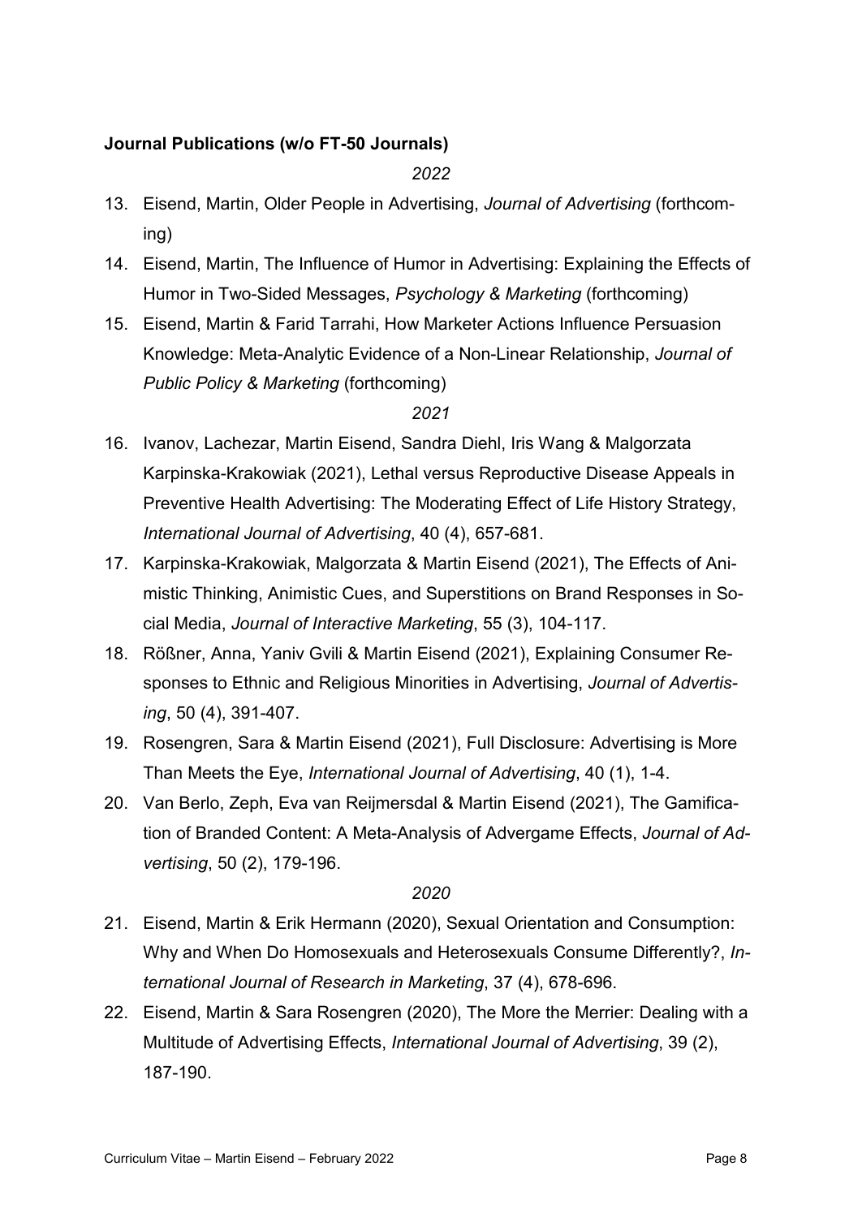**Journal Publications (w/o FT-50 Journals)**

*2022*

13. Eisend, Martin, Older People in Advertising, *Journal of Advertising* (forthcoming)
14. Eisend, Martin, The Influence of Humor in Advertising: Explaining the Effects of Humor in Two-Sided Messages, *Psychology & Marketing* (forthcoming)
15. Eisend, Martin & Farid Tarrahi, How Marketer Actions Influence Persuasion Knowledge: Meta-Analytic Evidence of a Non-Linear Relationship, *Journal of Public Policy & Marketing* (forthcoming)

*2021*

16. Ivanov, Lachezar, Martin Eisend, Sandra Diehl, Iris Wang & Malgorzata Karpinska-Krakowiak (2021), Lethal versus Reproductive Disease Appeals in Preventive Health Advertising: The Moderating Effect of Life History Strategy, *International Journal of Advertising*, 40 (4), 657-681.
17. Karpinska-Krakowiak, Malgorzata & Martin Eisend (2021), The Effects of Animistic Thinking, Animistic Cues, and Superstitions on Brand Responses in Social Media, *Journal of Interactive Marketing*, 55 (3), 104-117.
18. Rößner, Anna, Yaniv Gvili & Martin Eisend (2021), Explaining Consumer Responses to Ethnic and Religious Minorities in Advertising, *Journal of Advertising*, 50 (4), 391-407.
19. Rosengren, Sara & Martin Eisend (2021), Full Disclosure: Advertising is More Than Meets the Eye, *International Journal of Advertising*, 40 (1), 1-4.
20. Van Berlo, Zeph, Eva van Reijmersdal & Martin Eisend (2021), The Gamification of Branded Content: A Meta-Analysis of Advergame Effects, *Journal of Advertising*, 50 (2), 179-196.

*2020*

21. Eisend, Martin & Erik Hermann (2020), Sexual Orientation and Consumption: Why and When Do Homosexuals and Heterosexuals Consume Differently?, *International Journal of Research in Marketing*, 37 (4), 678-696.
22. Eisend, Martin & Sara Rosengren (2020), The More the Merrier: Dealing with a Multitude of Advertising Effects, *International Journal of Advertising*, 39 (2), 187-190.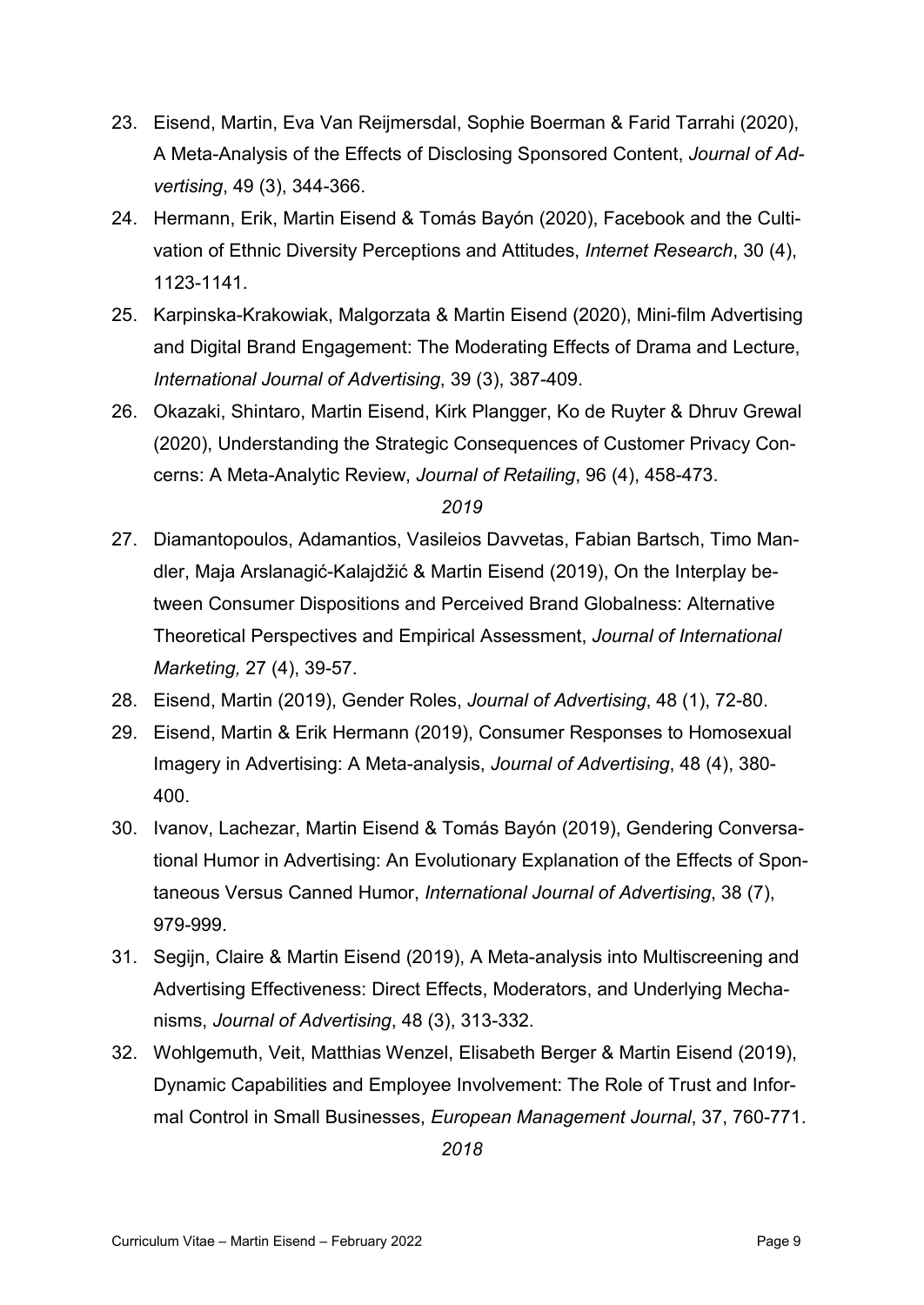23. Eisend, Martin, Eva Van Reijmersdal, Sophie Boerman & Farid Tarrahi (2020), A Meta-Analysis of the Effects of Disclosing Sponsored Content, *Journal of Advertising*, 49 (3), 344-366.
24. Hermann, Erik, Martin Eisend & Tomás Bayón (2020), Facebook and the Cultivation of Ethnic Diversity Perceptions and Attitudes, *Internet Research*, 30 (4), 1123-1141.
25. Karpinska-Krakowiak, Malgorzata & Martin Eisend (2020), Mini-film Advertising and Digital Brand Engagement: The Moderating Effects of Drama and Lecture, *International Journal of Advertising*, 39 (3), 387-409.
26. Okazaki, Shintaro, Martin Eisend, Kirk Plangger, Ko de Ruyter & Dhruv Grewal (2020), Understanding the Strategic Consequences of Customer Privacy Concerns: A Meta-Analytic Review, *Journal of Retailing*, 96 (4), 458-473.

*2019*

27. Diamantopoulos, Adamantios, Vasileios Davvetas, Fabian Bartsch, Timo Mandler, Maja Arslanagić-Kalajdžić & Martin Eisend (2019), On the Interplay between Consumer Dispositions and Perceived Brand Globalness: Alternative Theoretical Perspectives and Empirical Assessment, *Journal of International Marketing,* 27 (4), 39-57.
28. Eisend, Martin (2019), Gender Roles, *Journal of Advertising*, 48 (1), 72-80.
29. Eisend, Martin & Erik Hermann (2019), Consumer Responses to Homosexual Imagery in Advertising: A Meta-analysis, *Journal of Advertising*, 48 (4), 380-400.
30. Ivanov, Lachezar, Martin Eisend & Tomás Bayón (2019), Gendering Conversational Humor in Advertising: An Evolutionary Explanation of the Effects of Spontaneous Versus Canned Humor, *International Journal of Advertising*, 38 (7), 979-999.
31. Segijn, Claire & Martin Eisend (2019), A Meta-analysis into Multiscreening and Advertising Effectiveness: Direct Effects, Moderators, and Underlying Mechanisms, *Journal of Advertising*, 48 (3), 313-332.
32. Wohlgemuth, Veit, Matthias Wenzel, Elisabeth Berger & Martin Eisend (2019), Dynamic Capabilities and Employee Involvement: The Role of Trust and Informal Control in Small Businesses, *European Management Journal*, 37, 760-771.

*2018*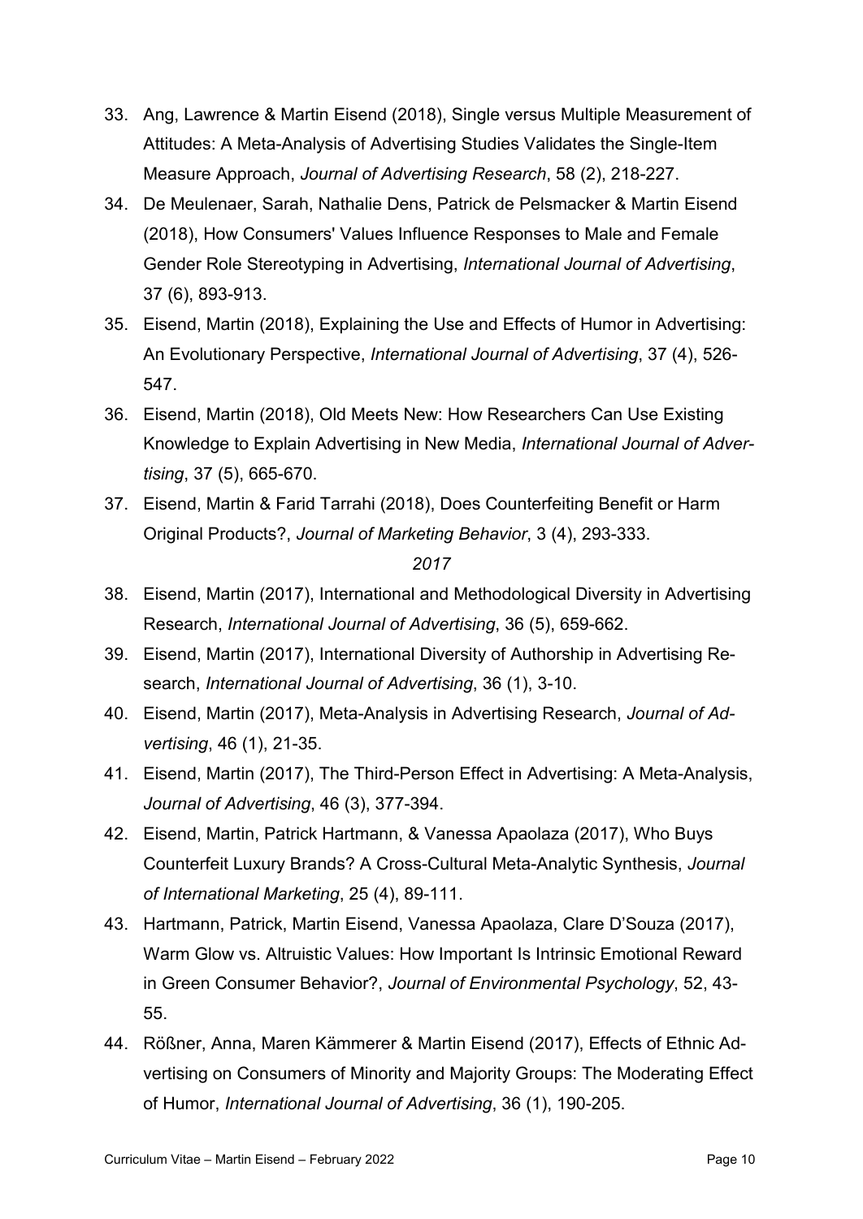33. Ang, Lawrence & Martin Eisend (2018), Single versus Multiple Measurement of Attitudes: A Meta-Analysis of Advertising Studies Validates the Single-Item Measure Approach, *Journal of Advertising Research*, 58 (2), 218-227.
34. De Meulenaer, Sarah, Nathalie Dens, Patrick de Pelsmacker & Martin Eisend (2018), How Consumers' Values Influence Responses to Male and Female Gender Role Stereotyping in Advertising, *International Journal of Advertising*, 37 (6), 893-913.
35. Eisend, Martin (2018), Explaining the Use and Effects of Humor in Advertising: An Evolutionary Perspective, *International Journal of Advertising*, 37 (4), 526-547.
36. Eisend, Martin (2018), Old Meets New: How Researchers Can Use Existing Knowledge to Explain Advertising in New Media, *International Journal of Advertising*, 37 (5), 665-670.
37. Eisend, Martin & Farid Tarrahi (2018), Does Counterfeiting Benefit or Harm Original Products?, *Journal of Marketing Behavior*, 3 (4), 293-333.

*2017*

38. Eisend, Martin (2017), International and Methodological Diversity in Advertising Research, *International Journal of Advertising*, 36 (5), 659-662.
39. Eisend, Martin (2017), International Diversity of Authorship in Advertising Research, *International Journal of Advertising*, 36 (1), 3-10.
40. Eisend, Martin (2017), Meta-Analysis in Advertising Research, *Journal of Advertising*, 46 (1), 21-35.
41. Eisend, Martin (2017), The Third-Person Effect in Advertising: A Meta-Analysis, *Journal of Advertising*, 46 (3), 377-394.
42. Eisend, Martin, Patrick Hartmann, & Vanessa Apaolaza (2017), Who Buys Counterfeit Luxury Brands? A Cross-Cultural Meta-Analytic Synthesis, *Journal of International Marketing*, 25 (4), 89-111.
43. Hartmann, Patrick, Martin Eisend, Vanessa Apaolaza, Clare D'Souza (2017), Warm Glow vs. Altruistic Values: How Important Is Intrinsic Emotional Reward in Green Consumer Behavior?, *Journal of Environmental Psychology*, 52, 43-55.
44. Rößner, Anna, Maren Kämmerer & Martin Eisend (2017), Effects of Ethnic Advertising on Consumers of Minority and Majority Groups: The Moderating Effect of Humor, *International Journal of Advertising*, 36 (1), 190-205.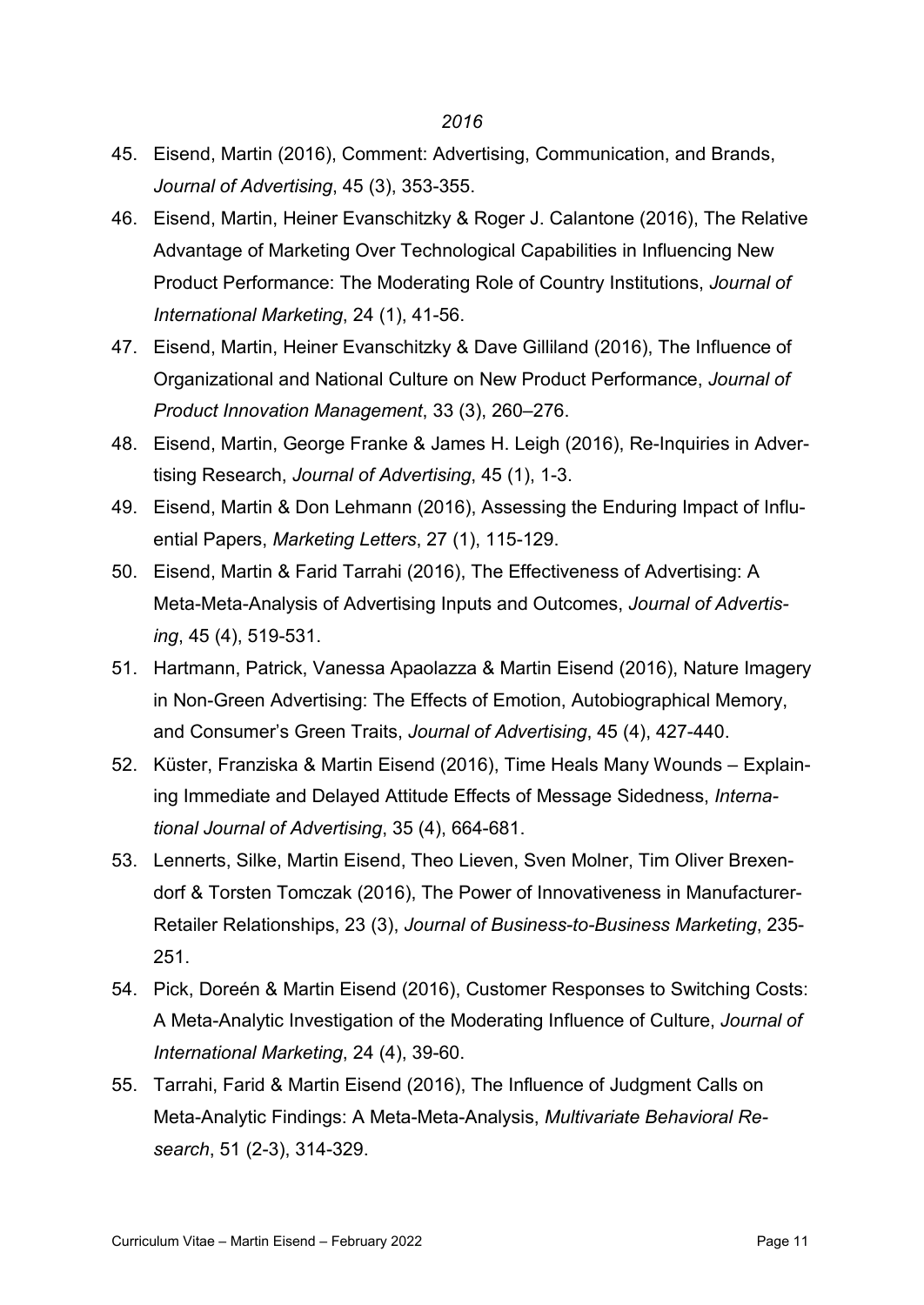*2016*

45. Eisend, Martin (2016), Comment: Advertising, Communication, and Brands, *Journal of Advertising*, 45 (3), 353-355.
46. Eisend, Martin, Heiner Evanschitzky & Roger J. Calantone (2016), The Relative Advantage of Marketing Over Technological Capabilities in Influencing New Product Performance: The Moderating Role of Country Institutions, *Journal of International Marketing*, 24 (1), 41-56.
47. Eisend, Martin, Heiner Evanschitzky & Dave Gilliland (2016), The Influence of Organizational and National Culture on New Product Performance, *Journal of Product Innovation Management*, 33 (3), 260–276.
48. Eisend, Martin, George Franke & James H. Leigh (2016), Re-Inquiries in Advertising Research, *Journal of Advertising*, 45 (1), 1-3.
49. Eisend, Martin & Don Lehmann (2016), Assessing the Enduring Impact of Influential Papers, *Marketing Letters*, 27 (1), 115-129.
50. Eisend, Martin & Farid Tarrahi (2016), The Effectiveness of Advertising: A Meta-Meta-Analysis of Advertising Inputs and Outcomes, *Journal of Advertising*, 45 (4), 519-531.
51. Hartmann, Patrick, Vanessa Apaolazza & Martin Eisend (2016), Nature Imagery in Non-Green Advertising: The Effects of Emotion, Autobiographical Memory, and Consumer's Green Traits, *Journal of Advertising*, 45 (4), 427-440.
52. Küster, Franziska & Martin Eisend (2016), Time Heals Many Wounds – Explaining Immediate and Delayed Attitude Effects of Message Sidedness, *International Journal of Advertising*, 35 (4), 664-681.
53. Lennerts, Silke, Martin Eisend, Theo Lieven, Sven Molner, Tim Oliver Brexendorf & Torsten Tomczak (2016), The Power of Innovativeness in Manufacturer-Retailer Relationships, 23 (3), *Journal of Business-to-Business Marketing*, 235-251.
54. Pick, Doreén & Martin Eisend (2016), Customer Responses to Switching Costs: A Meta-Analytic Investigation of the Moderating Influence of Culture, *Journal of International Marketing*, 24 (4), 39-60.
55. Tarrahi, Farid & Martin Eisend (2016), The Influence of Judgment Calls on Meta-Analytic Findings: A Meta-Meta-Analysis, *Multivariate Behavioral Research*, 51 (2-3), 314-329.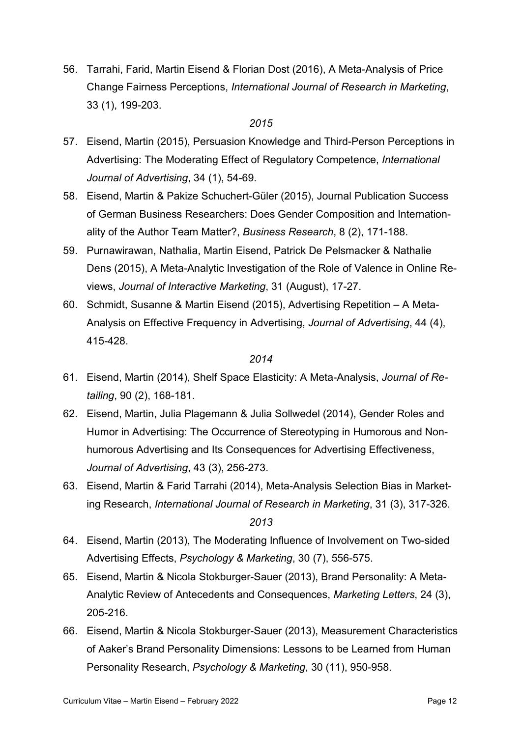56. Tarrahi, Farid, Martin Eisend & Florian Dost (2016), A Meta-Analysis of Price Change Fairness Perceptions, *International Journal of Research in Marketing*, 33 (1), 199-203.

*2015*

57. Eisend, Martin (2015), Persuasion Knowledge and Third-Person Perceptions in Advertising: The Moderating Effect of Regulatory Competence, *International Journal of Advertising*, 34 (1), 54-69.
58. Eisend, Martin & Pakize Schuchert-Güler (2015), Journal Publication Success of German Business Researchers: Does Gender Composition and Internationality of the Author Team Matter?, *Business Research*, 8 (2), 171-188.
59. Purnawirawan, Nathalia, Martin Eisend, Patrick De Pelsmacker & Nathalie Dens (2015), A Meta-Analytic Investigation of the Role of Valence in Online Reviews, *Journal of Interactive Marketing*, 31 (August), 17-27.
60. Schmidt, Susanne & Martin Eisend (2015), Advertising Repetition – A Meta-Analysis on Effective Frequency in Advertising, *Journal of Advertising*, 44 (4), 415-428.

*2014*

61. Eisend, Martin (2014), Shelf Space Elasticity: A Meta-Analysis, *Journal of Retailing*, 90 (2), 168-181.
62. Eisend, Martin, Julia Plagemann & Julia Sollwedel (2014), Gender Roles and Humor in Advertising: The Occurrence of Stereotyping in Humorous and Nonhumorous Advertising and Its Consequences for Advertising Effectiveness, *Journal of Advertising*, 43 (3), 256-273.
63. Eisend, Martin & Farid Tarrahi (2014), Meta-Analysis Selection Bias in Marketing Research, *International Journal of Research in Marketing*, 31 (3), 317-326.

*2013*

64. Eisend, Martin (2013), The Moderating Influence of Involvement on Two-sided Advertising Effects, *Psychology & Marketing*, 30 (7), 556-575.
65. Eisend, Martin & Nicola Stokburger-Sauer (2013), Brand Personality: A Meta-Analytic Review of Antecedents and Consequences, *Marketing Letters*, 24 (3), 205-216.
66. Eisend, Martin & Nicola Stokburger-Sauer (2013), Measurement Characteristics of Aaker's Brand Personality Dimensions: Lessons to be Learned from Human Personality Research, *Psychology & Marketing*, 30 (11), 950-958.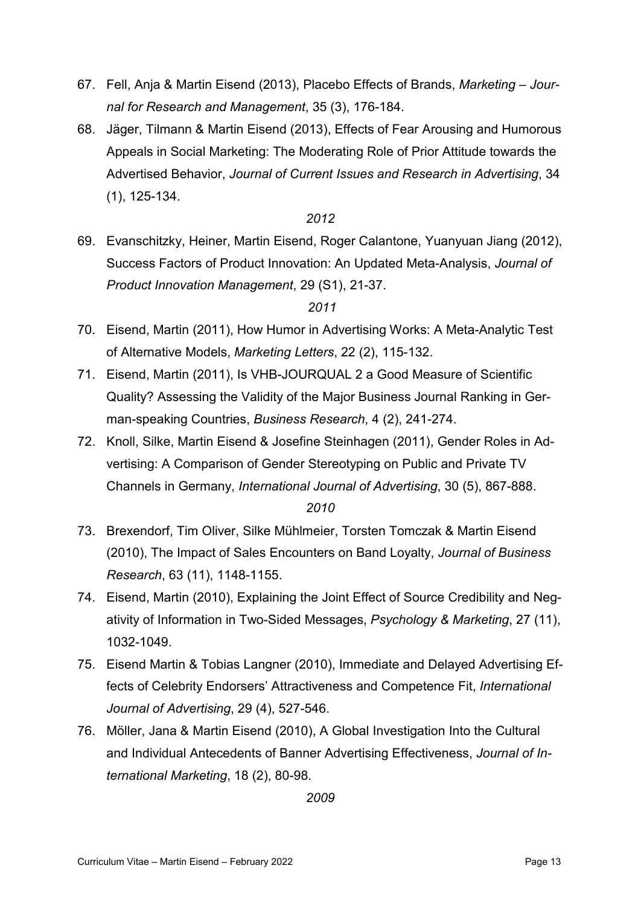67. Fell, Anja & Martin Eisend (2013), Placebo Effects of Brands, *Marketing – Journal for Research and Management*, 35 (3), 176-184.
68. Jäger, Tilmann & Martin Eisend (2013), Effects of Fear Arousing and Humorous Appeals in Social Marketing: The Moderating Role of Prior Attitude towards the Advertised Behavior, *Journal of Current Issues and Research in Advertising*, 34 (1), 125-134.

*2012*

69. Evanschitzky, Heiner, Martin Eisend, Roger Calantone, Yuanyuan Jiang (2012), Success Factors of Product Innovation: An Updated Meta-Analysis, *Journal of Product Innovation Management*, 29 (S1), 21-37.

*2011*

70. Eisend, Martin (2011), How Humor in Advertising Works: A Meta-Analytic Test of Alternative Models, *Marketing Letters*, 22 (2), 115-132.
71. Eisend, Martin (2011), Is VHB-JOURQUAL 2 a Good Measure of Scientific Quality? Assessing the Validity of the Major Business Journal Ranking in German-speaking Countries, *Business Research*, 4 (2), 241-274.
72. Knoll, Silke, Martin Eisend & Josefine Steinhagen (2011), Gender Roles in Advertising: A Comparison of Gender Stereotyping on Public and Private TV Channels in Germany, *International Journal of Advertising*, 30 (5), 867-888.

*2010*

73. Brexendorf, Tim Oliver, Silke Mühlmeier, Torsten Tomczak & Martin Eisend (2010), The Impact of Sales Encounters on Band Loyalty, *Journal of Business Research*, 63 (11), 1148-1155.
74. Eisend, Martin (2010), Explaining the Joint Effect of Source Credibility and Negativity of Information in Two-Sided Messages, *Psychology & Marketing*, 27 (11), 1032-1049.
75. Eisend Martin & Tobias Langner (2010), Immediate and Delayed Advertising Effects of Celebrity Endorsers' Attractiveness and Competence Fit, *International Journal of Advertising*, 29 (4), 527-546.
76. Möller, Jana & Martin Eisend (2010), A Global Investigation Into the Cultural and Individual Antecedents of Banner Advertising Effectiveness, *Journal of International Marketing*, 18 (2), 80-98.

*2009*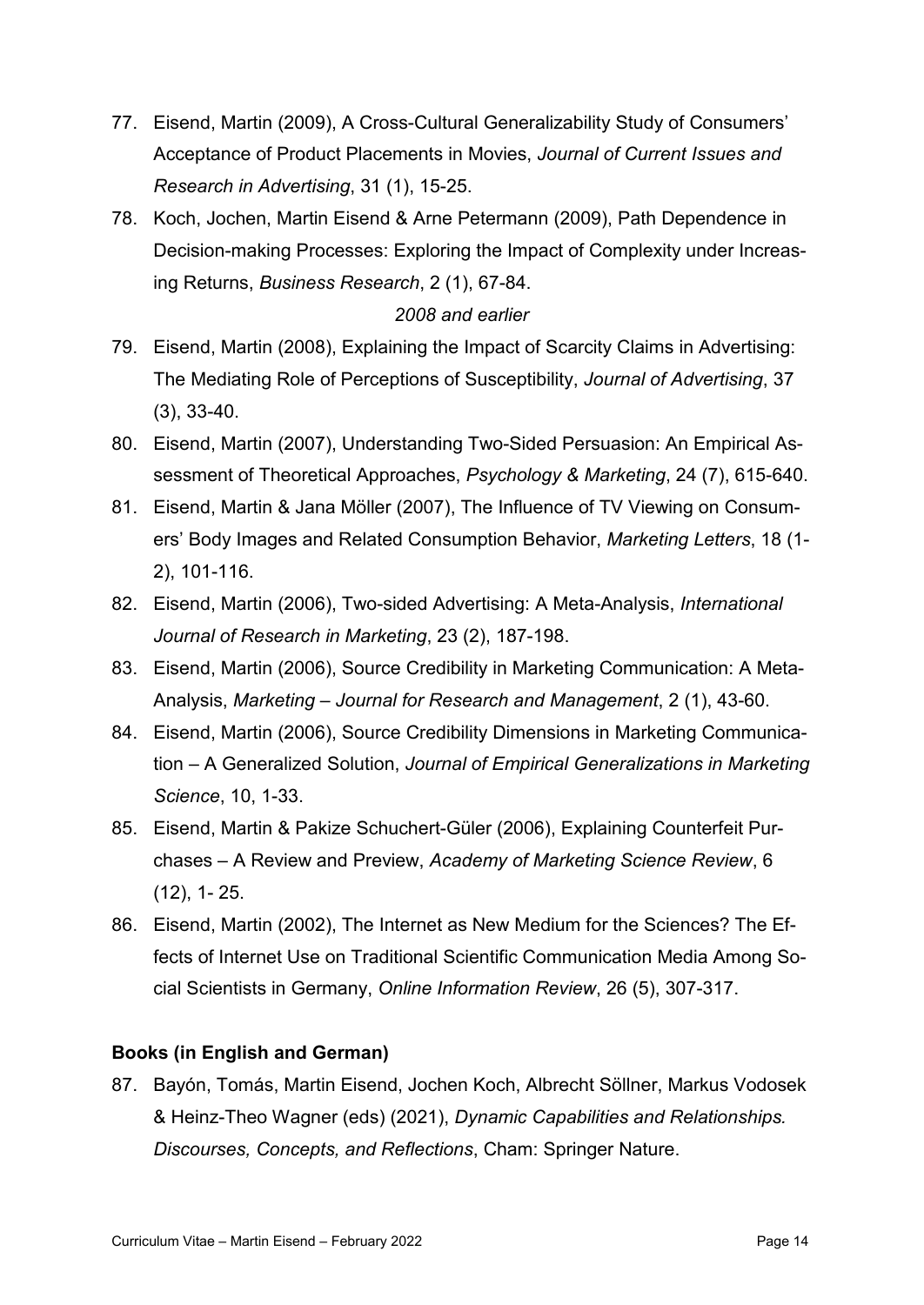77. Eisend, Martin (2009), A Cross-Cultural Generalizability Study of Consumers' Acceptance of Product Placements in Movies, *Journal of Current Issues and Research in Advertising*, 31 (1), 15-25.
78. Koch, Jochen, Martin Eisend & Arne Petermann (2009), Path Dependence in Decision-making Processes: Exploring the Impact of Complexity under Increasing Returns, *Business Research*, 2 (1), 67-84.

*2008 and earlier*

79. Eisend, Martin (2008), Explaining the Impact of Scarcity Claims in Advertising: The Mediating Role of Perceptions of Susceptibility, *Journal of Advertising*, 37 (3), 33-40.
80. Eisend, Martin (2007), Understanding Two-Sided Persuasion: An Empirical Assessment of Theoretical Approaches, *Psychology & Marketing*, 24 (7), 615-640.
81. Eisend, Martin & Jana Möller (2007), The Influence of TV Viewing on Consumers' Body Images and Related Consumption Behavior, *Marketing Letters*, 18 (1-2), 101-116.
82. Eisend, Martin (2006), Two-sided Advertising: A Meta-Analysis, *International Journal of Research in Marketing*, 23 (2), 187-198.
83. Eisend, Martin (2006), Source Credibility in Marketing Communication: A Meta-Analysis, *Marketing – Journal for Research and Management*, 2 (1), 43-60.
84. Eisend, Martin (2006), Source Credibility Dimensions in Marketing Communication – A Generalized Solution, *Journal of Empirical Generalizations in Marketing Science*, 10, 1-33.
85. Eisend, Martin & Pakize Schuchert-Güler (2006), Explaining Counterfeit Purchases – A Review and Preview, *Academy of Marketing Science Review*, 6 (12), 1- 25.
86. Eisend, Martin (2002), The Internet as New Medium for the Sciences? The Effects of Internet Use on Traditional Scientific Communication Media Among Social Scientists in Germany, *Online Information Review*, 26 (5), 307-317.

**Books (in English and German)**

87. Bayón, Tomás, Martin Eisend, Jochen Koch, Albrecht Söllner, Markus Vodosek & Heinz-Theo Wagner (eds) (2021), *Dynamic Capabilities and Relationships. Discourses, Concepts, and Reflections*, Cham: Springer Nature.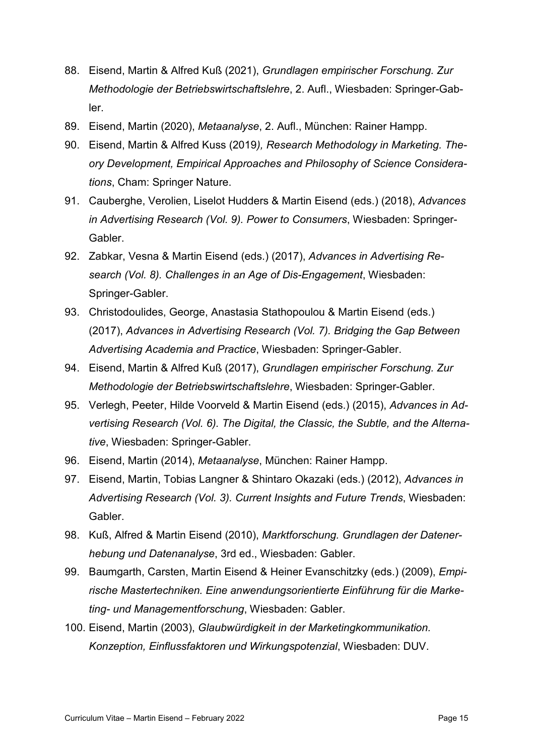88. Eisend, Martin & Alfred Kuß (2021), *Grundlagen empirischer Forschung. Zur Methodologie der Betriebswirtschaftslehre*, 2. Aufl., Wiesbaden: Springer-Gabler.
89. Eisend, Martin (2020), *Metaanalyse*, 2. Aufl., München: Rainer Hampp.
90. Eisend, Martin & Alfred Kuss (2019*), Research Methodology in Marketing. Theory Development, Empirical Approaches and Philosophy of Science Considerations*, Cham: Springer Nature.
91. Cauberghe, Verolien, Liselot Hudders & Martin Eisend (eds.) (2018), *Advances in Advertising Research (Vol. 9). Power to Consumers*, Wiesbaden: Springer-Gabler.
92. Zabkar, Vesna & Martin Eisend (eds.) (2017), *Advances in Advertising Research (Vol. 8). Challenges in an Age of Dis-Engagement*, Wiesbaden: Springer-Gabler.
93. Christodoulides, George, Anastasia Stathopoulou & Martin Eisend (eds.) (2017), *Advances in Advertising Research (Vol. 7). Bridging the Gap Between Advertising Academia and Practice*, Wiesbaden: Springer-Gabler.
94. Eisend, Martin & Alfred Kuß (2017), *Grundlagen empirischer Forschung. Zur Methodologie der Betriebswirtschaftslehre*, Wiesbaden: Springer-Gabler.
95. Verlegh, Peeter, Hilde Voorveld & Martin Eisend (eds.) (2015), *Advances in Advertising Research (Vol. 6). The Digital, the Classic, the Subtle, and the Alternative*, Wiesbaden: Springer-Gabler.
96. Eisend, Martin (2014), *Metaanalyse*, München: Rainer Hampp.
97. Eisend, Martin, Tobias Langner & Shintaro Okazaki (eds.) (2012), *Advances in Advertising Research (Vol. 3). Current Insights and Future Trends*, Wiesbaden: Gabler.
98. Kuß, Alfred & Martin Eisend (2010), *Marktforschung. Grundlagen der Datenerhebung und Datenanalyse*, 3rd ed., Wiesbaden: Gabler.
99. Baumgarth, Carsten, Martin Eisend & Heiner Evanschitzky (eds.) (2009), *Empirische Mastertechniken. Eine anwendungsorientierte Einführung für die Marketing- und Managementforschung*, Wiesbaden: Gabler.
100. Eisend, Martin (2003), *Glaubwürdigkeit in der Marketingkommunikation. Konzeption, Einflussfaktoren und Wirkungspotenzial*, Wiesbaden: DUV.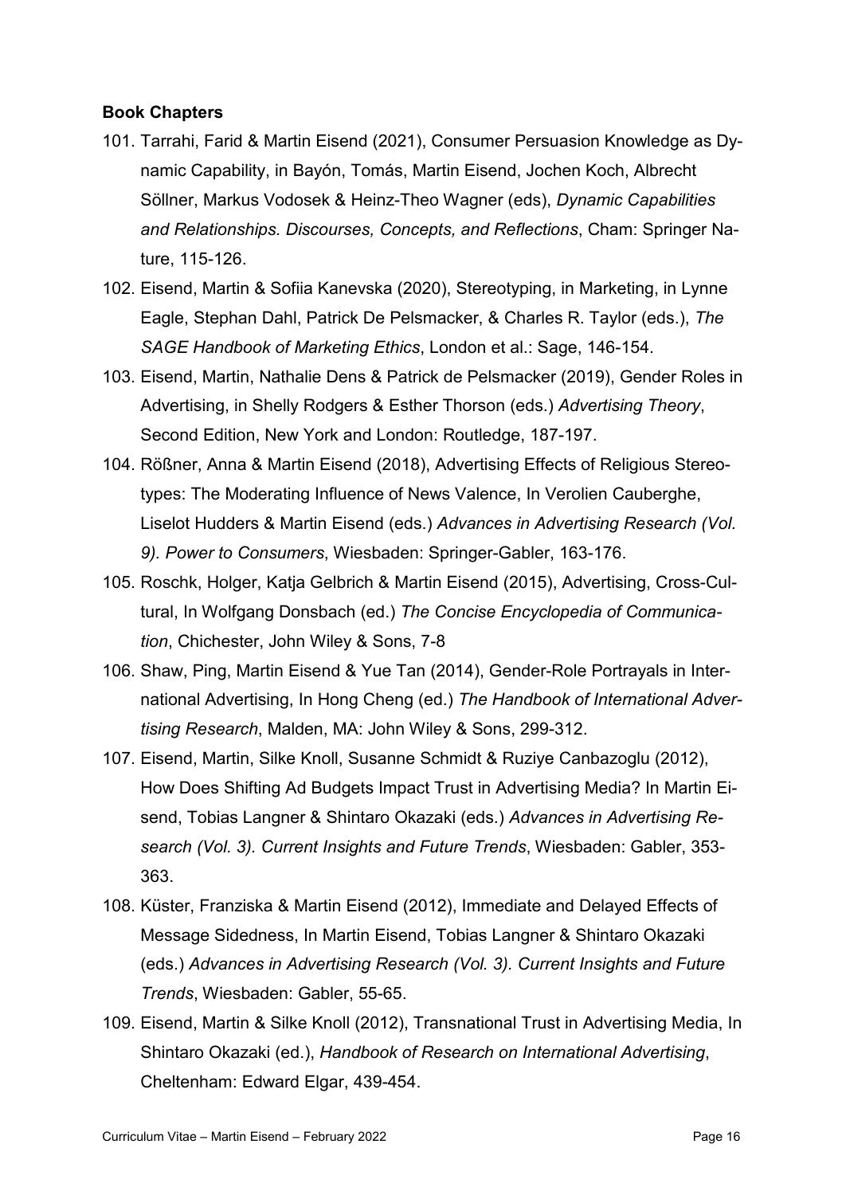**Book Chapters**

101. Tarrahi, Farid & Martin Eisend (2021), Consumer Persuasion Knowledge as Dynamic Capability, in Bayón, Tomás, Martin Eisend, Jochen Koch, Albrecht Söllner, Markus Vodosek & Heinz-Theo Wagner (eds), *Dynamic Capabilities and Relationships. Discourses, Concepts, and Reflections*, Cham: Springer Nature, 115-126.
102. Eisend, Martin & Sofiia Kanevska (2020), Stereotyping, in Marketing, in Lynne Eagle, Stephan Dahl, Patrick De Pelsmacker, & Charles R. Taylor (eds.), *The SAGE Handbook of Marketing Ethics*, London et al.: Sage, 146-154.
103. Eisend, Martin, Nathalie Dens & Patrick de Pelsmacker (2019), Gender Roles in Advertising, in Shelly Rodgers & Esther Thorson (eds.) *Advertising Theory*, Second Edition, New York and London: Routledge, 187-197.
104. Rößner, Anna & Martin Eisend (2018), Advertising Effects of Religious Stereotypes: The Moderating Influence of News Valence, In Verolien Cauberghe, Liselot Hudders & Martin Eisend (eds.) *Advances in Advertising Research (Vol. 9). Power to Consumers*, Wiesbaden: Springer-Gabler, 163-176.
105. Roschk, Holger, Katja Gelbrich & Martin Eisend (2015), Advertising, Cross-Cultural, In Wolfgang Donsbach (ed.) *The Concise Encyclopedia of Communication*, Chichester, John Wiley & Sons, 7-8
106. Shaw, Ping, Martin Eisend & Yue Tan (2014), Gender-Role Portrayals in International Advertising, In Hong Cheng (ed.) *The Handbook of International Advertising Research*, Malden, MA: John Wiley & Sons, 299-312.
107. Eisend, Martin, Silke Knoll, Susanne Schmidt & Ruziye Canbazoglu (2012), How Does Shifting Ad Budgets Impact Trust in Advertising Media? In Martin Eisend, Tobias Langner & Shintaro Okazaki (eds.) *Advances in Advertising Research (Vol. 3). Current Insights and Future Trends*, Wiesbaden: Gabler, 353-363.
108. Küster, Franziska & Martin Eisend (2012), Immediate and Delayed Effects of Message Sidedness, In Martin Eisend, Tobias Langner & Shintaro Okazaki (eds.) *Advances in Advertising Research (Vol. 3). Current Insights and Future Trends*, Wiesbaden: Gabler, 55-65.
109. Eisend, Martin & Silke Knoll (2012), Transnational Trust in Advertising Media, In Shintaro Okazaki (ed.), *Handbook of Research on International Advertising*, Cheltenham: Edward Elgar, 439-454.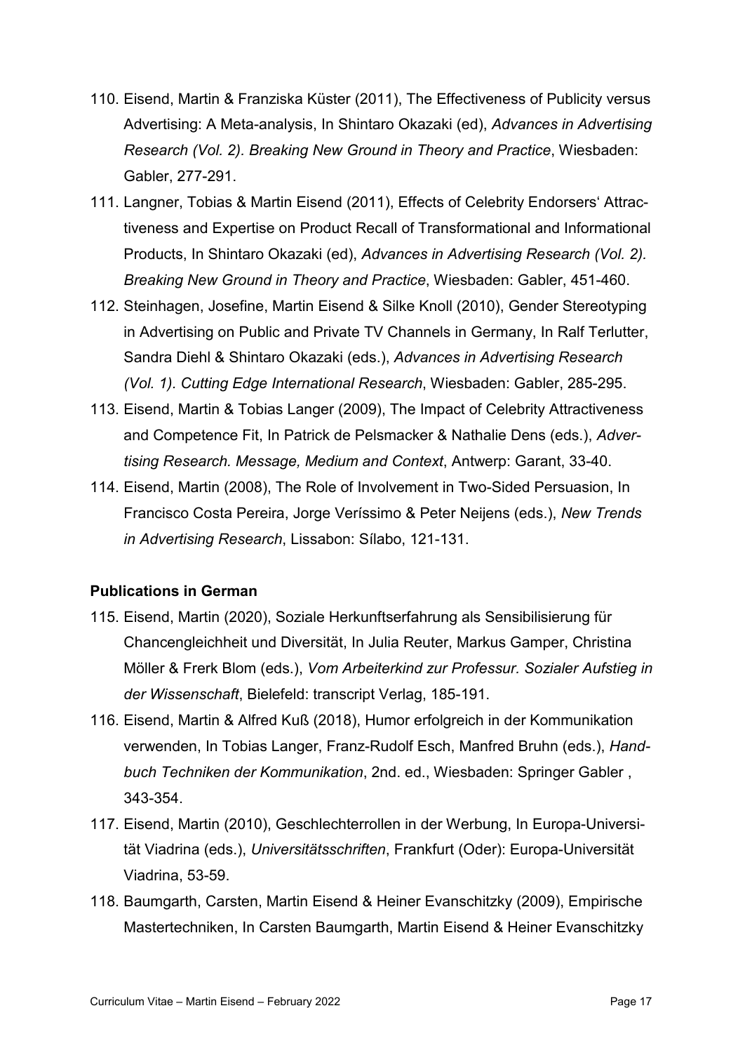110. Eisend, Martin & Franziska Küster (2011), The Effectiveness of Publicity versus Advertising: A Meta-analysis, In Shintaro Okazaki (ed), *Advances in Advertising Research (Vol. 2). Breaking New Ground in Theory and Practice*, Wiesbaden: Gabler, 277-291.
111. Langner, Tobias & Martin Eisend (2011), Effects of Celebrity Endorsers' Attractiveness and Expertise on Product Recall of Transformational and Informational Products, In Shintaro Okazaki (ed), *Advances in Advertising Research (Vol. 2). Breaking New Ground in Theory and Practice*, Wiesbaden: Gabler, 451-460.
112. Steinhagen, Josefine, Martin Eisend & Silke Knoll (2010), Gender Stereotyping in Advertising on Public and Private TV Channels in Germany, In Ralf Terlutter, Sandra Diehl & Shintaro Okazaki (eds.), *Advances in Advertising Research (Vol. 1). Cutting Edge International Research*, Wiesbaden: Gabler, 285-295.
113. Eisend, Martin & Tobias Langer (2009), The Impact of Celebrity Attractiveness and Competence Fit, In Patrick de Pelsmacker & Nathalie Dens (eds.), *Advertising Research. Message, Medium and Context*, Antwerp: Garant, 33-40.
114. Eisend, Martin (2008), The Role of Involvement in Two-Sided Persuasion, In Francisco Costa Pereira, Jorge Veríssimo & Peter Neijens (eds.), *New Trends in Advertising Research*, Lissabon: Sílabo, 121-131.

**Publications in German**

115. Eisend, Martin (2020), Soziale Herkunftserfahrung als Sensibilisierung für Chancengleichheit und Diversität, In Julia Reuter, Markus Gamper, Christina Möller & Frerk Blom (eds.), *Vom Arbeiterkind zur Professur. Sozialer Aufstieg in der Wissenschaft*, Bielefeld: transcript Verlag, 185-191.
116. Eisend, Martin & Alfred Kuß (2018), Humor erfolgreich in der Kommunikation verwenden, In Tobias Langer, Franz-Rudolf Esch, Manfred Bruhn (eds.), *Handbuch Techniken der Kommunikation*, 2nd. ed., Wiesbaden: Springer Gabler , 343-354.
117. Eisend, Martin (2010), Geschlechterrollen in der Werbung, In Europa-Universität Viadrina (eds.), *Universitätsschriften*, Frankfurt (Oder): Europa-Universität Viadrina, 53-59.
118. Baumgarth, Carsten, Martin Eisend & Heiner Evanschitzky (2009), Empirische Mastertechniken, In Carsten Baumgarth, Martin Eisend & Heiner Evanschitzky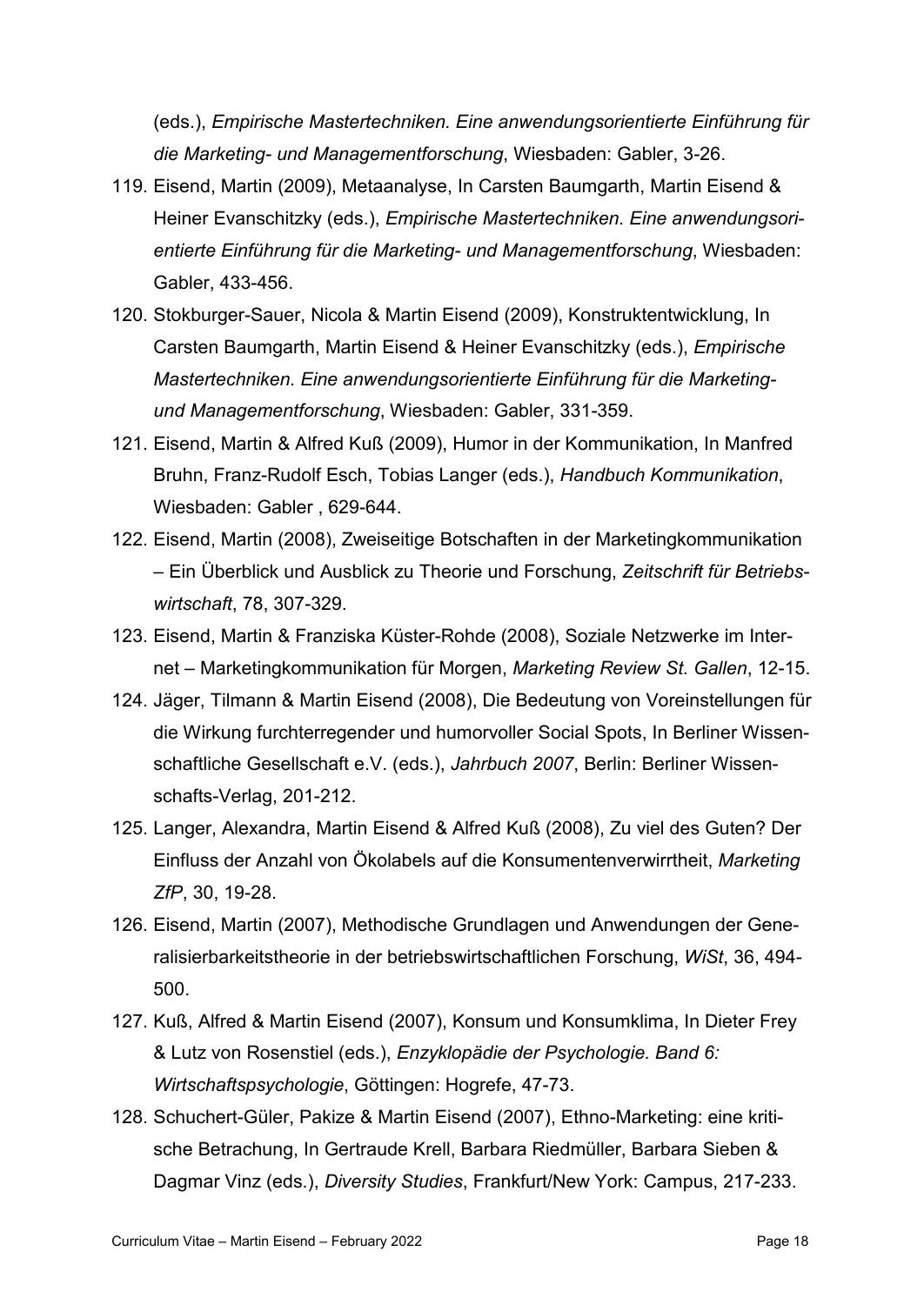(eds.), *Empirische Mastertechniken. Eine anwendungsorientierte Einführung für die Marketing- und Managementforschung*, Wiesbaden: Gabler, 3-26.

119. Eisend, Martin (2009), Metaanalyse, In Carsten Baumgarth, Martin Eisend & Heiner Evanschitzky (eds.), *Empirische Mastertechniken. Eine anwendungsorientierte Einführung für die Marketing- und Managementforschung*, Wiesbaden: Gabler, 433-456.
120. Stokburger-Sauer, Nicola & Martin Eisend (2009), Konstruktentwicklung, In Carsten Baumgarth, Martin Eisend & Heiner Evanschitzky (eds.), *Empirische Mastertechniken. Eine anwendungsorientierte Einführung für die Marketing- und Managementforschung*, Wiesbaden: Gabler, 331-359.
121. Eisend, Martin & Alfred Kuß (2009), Humor in der Kommunikation, In Manfred Bruhn, Franz-Rudolf Esch, Tobias Langer (eds.), *Handbuch Kommunikation*, Wiesbaden: Gabler , 629-644.
122. Eisend, Martin (2008), Zweiseitige Botschaften in der Marketingkommunikation – Ein Überblick und Ausblick zu Theorie und Forschung, *Zeitschrift für Betriebswirtschaft*, 78, 307-329.
123. Eisend, Martin & Franziska Küster-Rohde (2008), Soziale Netzwerke im Internet – Marketingkommunikation für Morgen, *Marketing Review St. Gallen*, 12-15.
124. Jäger, Tilmann & Martin Eisend (2008), Die Bedeutung von Voreinstellungen für die Wirkung furchterregender und humorvoller Social Spots, In Berliner Wissenschaftliche Gesellschaft e.V. (eds.), *Jahrbuch 2007*, Berlin: Berliner Wissenschafts-Verlag, 201-212.
125. Langer, Alexandra, Martin Eisend & Alfred Kuß (2008), Zu viel des Guten? Der Einfluss der Anzahl von Ökolabels auf die Konsumentenverwirrtheit, *Marketing ZfP*, 30, 19-28.
126. Eisend, Martin (2007), Methodische Grundlagen und Anwendungen der Generalisierbarkeitstheorie in der betriebswirtschaftlichen Forschung, *WiSt*, 36, 494-500.
127. Kuß, Alfred & Martin Eisend (2007), Konsum und Konsumklima, In Dieter Frey & Lutz von Rosenstiel (eds.), *Enzyklopädie der Psychologie. Band 6: Wirtschaftspsychologie*, Göttingen: Hogrefe, 47-73.
128. Schuchert-Güler, Pakize & Martin Eisend (2007), Ethno-Marketing: eine kritische Betrachung, In Gertraude Krell, Barbara Riedmüller, Barbara Sieben & Dagmar Vinz (eds.), *Diversity Studies*, Frankfurt/New York: Campus, 217-233.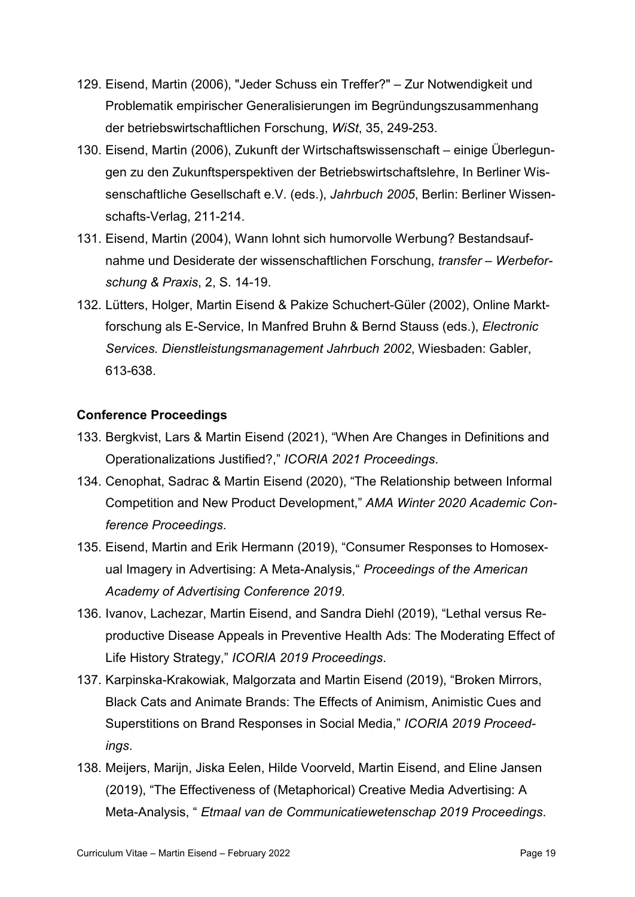129. Eisend, Martin (2006), "Jeder Schuss ein Treffer?" – Zur Notwendigkeit und Problematik empirischer Generalisierungen im Begründungszusammenhang der betriebswirtschaftlichen Forschung, *WiSt*, 35, 249-253.
130. Eisend, Martin (2006), Zukunft der Wirtschaftswissenschaft – einige Überlegungen zu den Zukunftsperspektiven der Betriebswirtschaftslehre, In Berliner Wissenschaftliche Gesellschaft e.V. (eds.), *Jahrbuch 2005*, Berlin: Berliner Wissenschafts-Verlag, 211-214.
131. Eisend, Martin (2004), Wann lohnt sich humorvolle Werbung? Bestandsaufnahme und Desiderate der wissenschaftlichen Forschung, *transfer – Werbeforschung & Praxis*, 2, S. 14-19.
132. Lütters, Holger, Martin Eisend & Pakize Schuchert-Güler (2002), Online Marktforschung als E-Service, In Manfred Bruhn & Bernd Stauss (eds.), *Electronic Services. Dienstleistungsmanagement Jahrbuch 2002*, Wiesbaden: Gabler, 613-638.

**Conference Proceedings**

133. Bergkvist, Lars & Martin Eisend (2021), "When Are Changes in Definitions and Operationalizations Justified?," *ICORIA 2021 Proceedings*.
134. Cenophat, Sadrac & Martin Eisend (2020), "The Relationship between Informal Competition and New Product Development," *AMA Winter 2020 Academic Conference Proceedings*.
135. Eisend, Martin and Erik Hermann (2019), "Consumer Responses to Homosexual Imagery in Advertising: A Meta-Analysis," *Proceedings of the American Academy of Advertising Conference 2019*.
136. Ivanov, Lachezar, Martin Eisend, and Sandra Diehl (2019), "Lethal versus Reproductive Disease Appeals in Preventive Health Ads: The Moderating Effect of Life History Strategy," *ICORIA 2019 Proceedings*.
137. Karpinska-Krakowiak, Malgorzata and Martin Eisend (2019), "Broken Mirrors, Black Cats and Animate Brands: The Effects of Animism, Animistic Cues and Superstitions on Brand Responses in Social Media," *ICORIA 2019 Proceedings*.
138. Meijers, Marijn, Jiska Eelen, Hilde Voorveld, Martin Eisend, and Eline Jansen (2019), "The Effectiveness of (Metaphorical) Creative Media Advertising: A Meta-Analysis, " *Etmaal van de Communicatiewetenschap 2019 Proceedings*.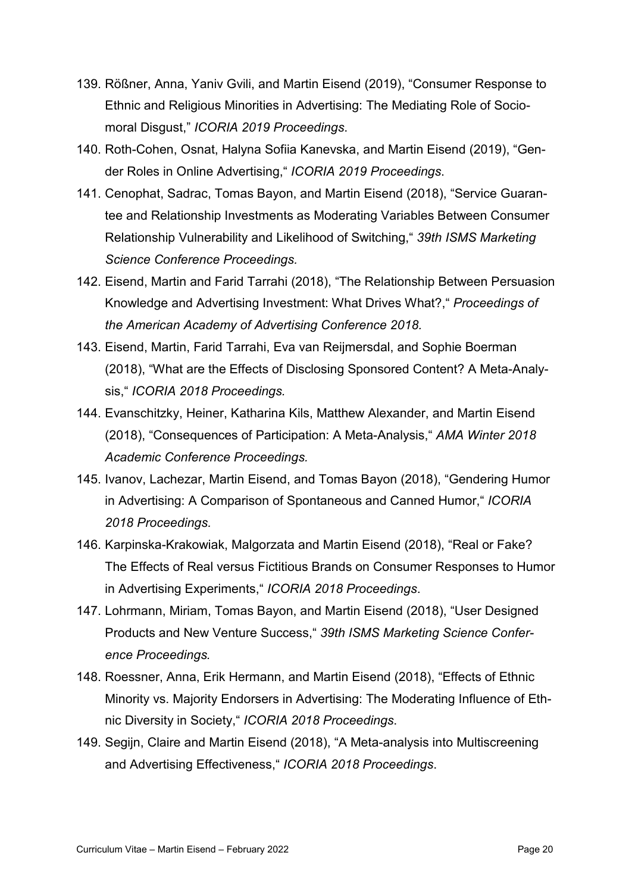139. Rößner, Anna, Yaniv Gvili, and Martin Eisend (2019), "Consumer Response to Ethnic and Religious Minorities in Advertising: The Mediating Role of Socio-moral Disgust," *ICORIA 2019 Proceedings*.
140. Roth-Cohen, Osnat, Halyna Sofiia Kanevska, and Martin Eisend (2019), "Gender Roles in Online Advertising," *ICORIA 2019 Proceedings*.
141. Cenophat, Sadrac, Tomas Bayon, and Martin Eisend (2018), "Service Guarantee and Relationship Investments as Moderating Variables Between Consumer Relationship Vulnerability and Likelihood of Switching," *39th ISMS Marketing Science Conference Proceedings.*
142. Eisend, Martin and Farid Tarrahi (2018), "The Relationship Between Persuasion Knowledge and Advertising Investment: What Drives What?," *Proceedings of the American Academy of Advertising Conference 2018.*
143. Eisend, Martin, Farid Tarrahi, Eva van Reijmersdal, and Sophie Boerman (2018), "What are the Effects of Disclosing Sponsored Content? A Meta-Analysis," *ICORIA 2018 Proceedings.*
144. Evanschitzky, Heiner, Katharina Kils, Matthew Alexander, and Martin Eisend (2018), "Consequences of Participation: A Meta-Analysis," *AMA Winter 2018 Academic Conference Proceedings.*
145. Ivanov, Lachezar, Martin Eisend, and Tomas Bayon (2018), "Gendering Humor in Advertising: A Comparison of Spontaneous and Canned Humor," *ICORIA 2018 Proceedings.*
146. Karpinska-Krakowiak, Malgorzata and Martin Eisend (2018), "Real or Fake? The Effects of Real versus Fictitious Brands on Consumer Responses to Humor in Advertising Experiments," *ICORIA 2018 Proceedings*.
147. Lohrmann, Miriam, Tomas Bayon, and Martin Eisend (2018), "User Designed Products and New Venture Success," *39th ISMS Marketing Science Conference Proceedings.*
148. Roessner, Anna, Erik Hermann, and Martin Eisend (2018), "Effects of Ethnic Minority vs. Majority Endorsers in Advertising: The Moderating Influence of Ethnic Diversity in Society," *ICORIA 2018 Proceedings*.
149. Segijn, Claire and Martin Eisend (2018), "A Meta-analysis into Multiscreening and Advertising Effectiveness," *ICORIA 2018 Proceedings*.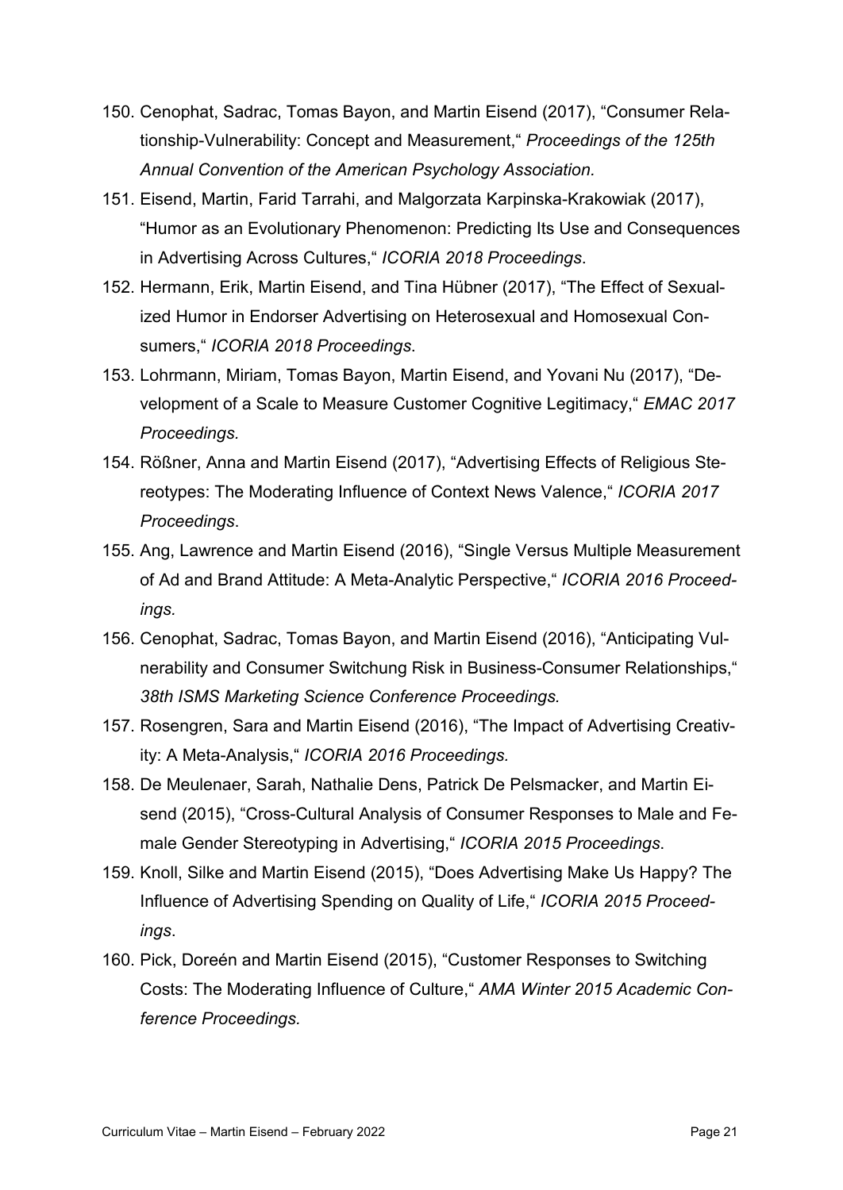150. Cenophat, Sadrac, Tomas Bayon, and Martin Eisend (2017), "Consumer Relationship-Vulnerability: Concept and Measurement," *Proceedings of the 125th Annual Convention of the American Psychology Association*.
151. Eisend, Martin, Farid Tarrahi, and Malgorzata Karpinska-Krakowiak (2017), "Humor as an Evolutionary Phenomenon: Predicting Its Use and Consequences in Advertising Across Cultures," *ICORIA 2018 Proceedings*.
152. Hermann, Erik, Martin Eisend, and Tina Hübner (2017), "The Effect of Sexualized Humor in Endorser Advertising on Heterosexual and Homosexual Consumers," *ICORIA 2018 Proceedings*.
153. Lohrmann, Miriam, Tomas Bayon, Martin Eisend, and Yovani Nu (2017), "Development of a Scale to Measure Customer Cognitive Legitimacy," *EMAC 2017 Proceedings.*
154. Rößner, Anna and Martin Eisend (2017), "Advertising Effects of Religious Stereotypes: The Moderating Influence of Context News Valence," *ICORIA 2017 Proceedings*.
155. Ang, Lawrence and Martin Eisend (2016), "Single Versus Multiple Measurement of Ad and Brand Attitude: A Meta-Analytic Perspective," *ICORIA 2016 Proceedings.*
156. Cenophat, Sadrac, Tomas Bayon, and Martin Eisend (2016), "Anticipating Vulnerability and Consumer Switchung Risk in Business-Consumer Relationships," *38th ISMS Marketing Science Conference Proceedings.*
157. Rosengren, Sara and Martin Eisend (2016), "The Impact of Advertising Creativity: A Meta-Analysis," *ICORIA 2016 Proceedings.*
158. De Meulenaer, Sarah, Nathalie Dens, Patrick De Pelsmacker, and Martin Eisend (2015), "Cross-Cultural Analysis of Consumer Responses to Male and Female Gender Stereotyping in Advertising," *ICORIA 2015 Proceedings*.
159. Knoll, Silke and Martin Eisend (2015), "Does Advertising Make Us Happy? The Influence of Advertising Spending on Quality of Life," *ICORIA 2015 Proceedings*.
160. Pick, Doreén and Martin Eisend (2015), "Customer Responses to Switching Costs: The Moderating Influence of Culture," *AMA Winter 2015 Academic Conference Proceedings.*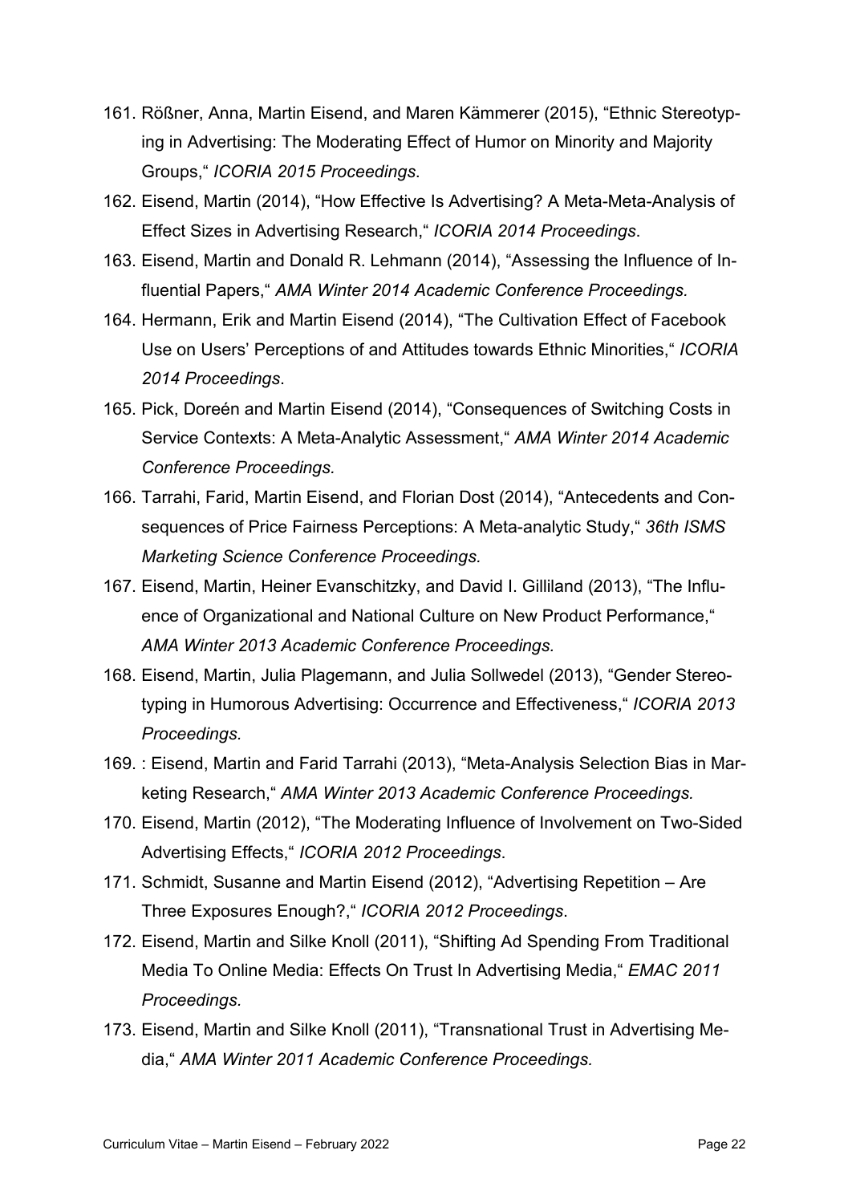161. Rößner, Anna, Martin Eisend, and Maren Kämmerer (2015), "Ethnic Stereotyping in Advertising: The Moderating Effect of Humor on Minority and Majority Groups," *ICORIA 2015 Proceedings*.
162. Eisend, Martin (2014), "How Effective Is Advertising? A Meta-Meta-Analysis of Effect Sizes in Advertising Research," *ICORIA 2014 Proceedings*.
163. Eisend, Martin and Donald R. Lehmann (2014), "Assessing the Influence of Influential Papers," *AMA Winter 2014 Academic Conference Proceedings.*
164. Hermann, Erik and Martin Eisend (2014), "The Cultivation Effect of Facebook Use on Users' Perceptions of and Attitudes towards Ethnic Minorities," *ICORIA 2014 Proceedings*.
165. Pick, Doreén and Martin Eisend (2014), "Consequences of Switching Costs in Service Contexts: A Meta-Analytic Assessment," *AMA Winter 2014 Academic Conference Proceedings.*
166. Tarrahi, Farid, Martin Eisend, and Florian Dost (2014), "Antecedents and Consequences of Price Fairness Perceptions: A Meta-analytic Study," *36th ISMS Marketing Science Conference Proceedings.*
167. Eisend, Martin, Heiner Evanschitzky, and David I. Gilliland (2013), "The Influence of Organizational and National Culture on New Product Performance," *AMA Winter 2013 Academic Conference Proceedings.*
168. Eisend, Martin, Julia Plagemann, and Julia Sollwedel (2013), "Gender Stereotyping in Humorous Advertising: Occurrence and Effectiveness," *ICORIA 2013 Proceedings.*
169. : Eisend, Martin and Farid Tarrahi (2013), "Meta-Analysis Selection Bias in Marketing Research," *AMA Winter 2013 Academic Conference Proceedings.*
170. Eisend, Martin (2012), "The Moderating Influence of Involvement on Two-Sided Advertising Effects," *ICORIA 2012 Proceedings*.
171. Schmidt, Susanne and Martin Eisend (2012), "Advertising Repetition – Are Three Exposures Enough?," *ICORIA 2012 Proceedings*.
172. Eisend, Martin and Silke Knoll (2011), "Shifting Ad Spending From Traditional Media To Online Media: Effects On Trust In Advertising Media," *EMAC 2011 Proceedings.*
173. Eisend, Martin and Silke Knoll (2011), "Transnational Trust in Advertising Media," *AMA Winter 2011 Academic Conference Proceedings.*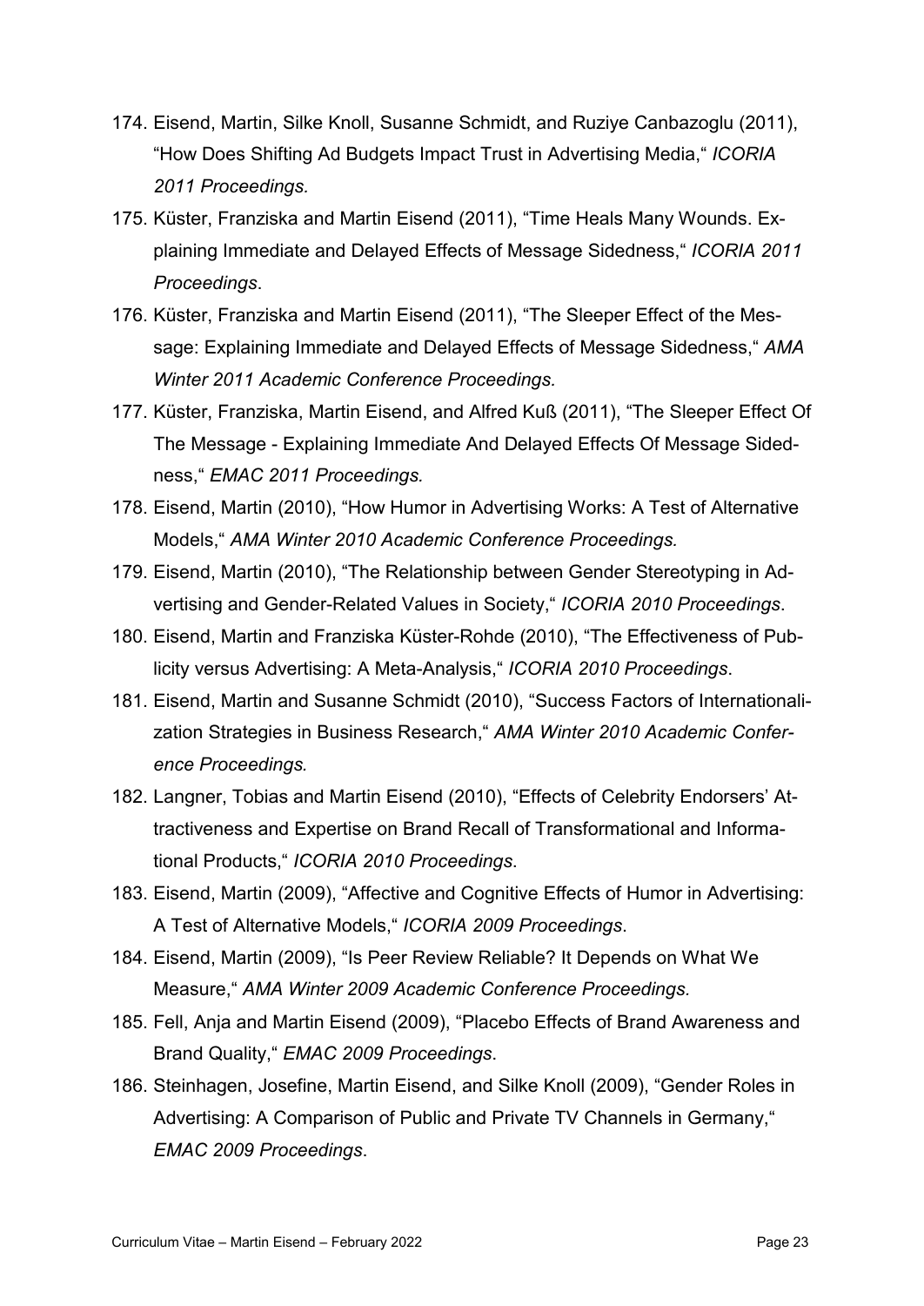174. Eisend, Martin, Silke Knoll, Susanne Schmidt, and Ruziye Canbazoglu (2011), "How Does Shifting Ad Budgets Impact Trust in Advertising Media," *ICORIA 2011 Proceedings.*
175. Küster, Franziska and Martin Eisend (2011), "Time Heals Many Wounds. Explaining Immediate and Delayed Effects of Message Sidedness," *ICORIA 2011 Proceedings*.
176. Küster, Franziska and Martin Eisend (2011), "The Sleeper Effect of the Message: Explaining Immediate and Delayed Effects of Message Sidedness," *AMA Winter 2011 Academic Conference Proceedings.*
177. Küster, Franziska, Martin Eisend, and Alfred Kuß (2011), "The Sleeper Effect Of The Message - Explaining Immediate And Delayed Effects Of Message Sidedness," *EMAC 2011 Proceedings.*
178. Eisend, Martin (2010), "How Humor in Advertising Works: A Test of Alternative Models," *AMA Winter 2010 Academic Conference Proceedings.*
179. Eisend, Martin (2010), "The Relationship between Gender Stereotyping in Advertising and Gender-Related Values in Society," *ICORIA 2010 Proceedings*.
180. Eisend, Martin and Franziska Küster-Rohde (2010), "The Effectiveness of Publicity versus Advertising: A Meta-Analysis," *ICORIA 2010 Proceedings*.
181. Eisend, Martin and Susanne Schmidt (2010), "Success Factors of Internationalization Strategies in Business Research," *AMA Winter 2010 Academic Conference Proceedings.*
182. Langner, Tobias and Martin Eisend (2010), "Effects of Celebrity Endorsers' Attractiveness and Expertise on Brand Recall of Transformational and Informational Products," *ICORIA 2010 Proceedings*.
183. Eisend, Martin (2009), "Affective and Cognitive Effects of Humor in Advertising: A Test of Alternative Models," *ICORIA 2009 Proceedings*.
184. Eisend, Martin (2009), "Is Peer Review Reliable? It Depends on What We Measure," *AMA Winter 2009 Academic Conference Proceedings.*
185. Fell, Anja and Martin Eisend (2009), "Placebo Effects of Brand Awareness and Brand Quality," *EMAC 2009 Proceedings*.
186. Steinhagen, Josefine, Martin Eisend, and Silke Knoll (2009), "Gender Roles in Advertising: A Comparison of Public and Private TV Channels in Germany," *EMAC 2009 Proceedings*.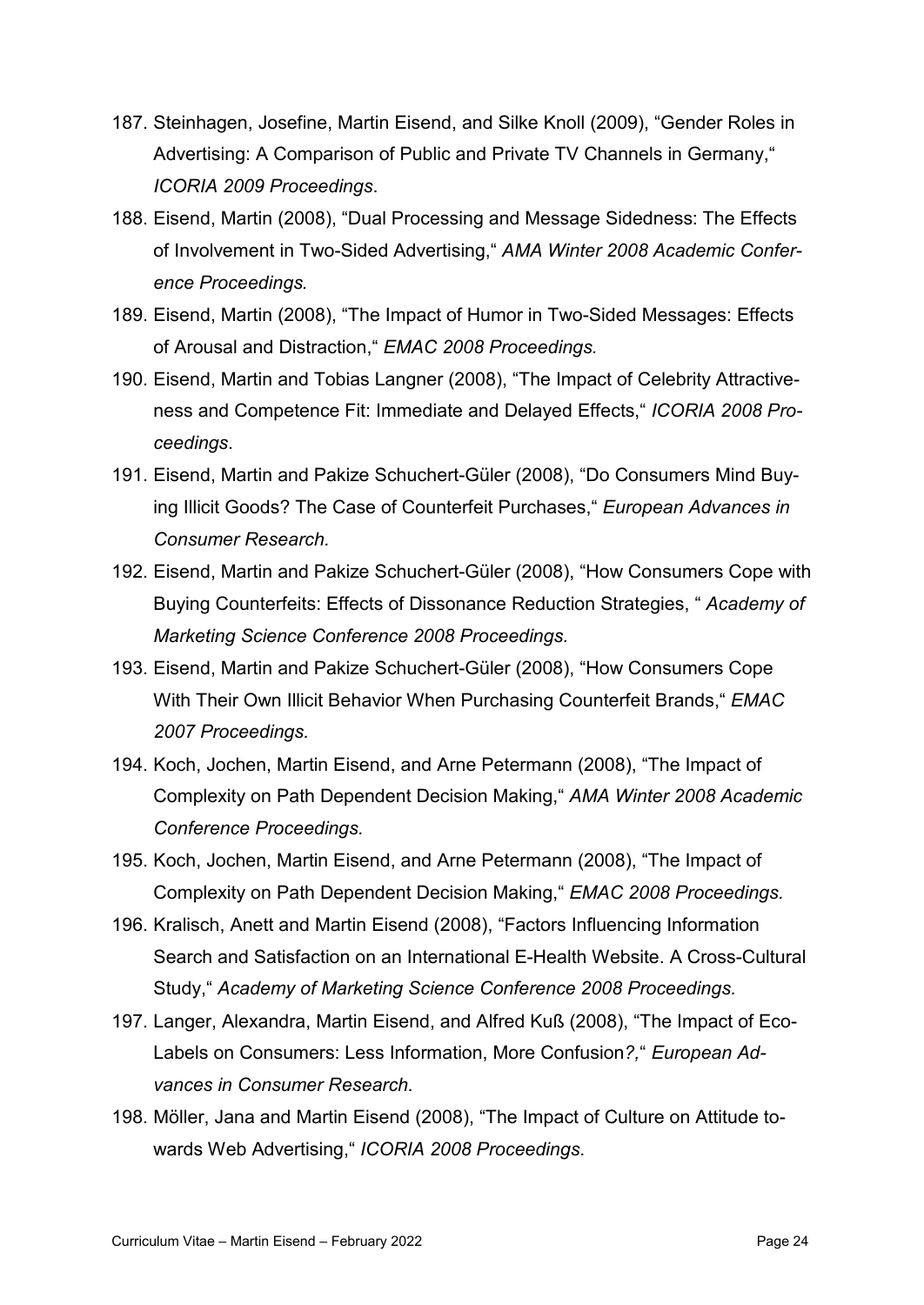187. Steinhagen, Josefine, Martin Eisend, and Silke Knoll (2009), "Gender Roles in Advertising: A Comparison of Public and Private TV Channels in Germany," *ICORIA 2009 Proceedings*.
188. Eisend, Martin (2008), "Dual Processing and Message Sidedness: The Effects of Involvement in Two-Sided Advertising," *AMA Winter 2008 Academic Conference Proceedings.*
189. Eisend, Martin (2008), "The Impact of Humor in Two-Sided Messages: Effects of Arousal and Distraction," *EMAC 2008 Proceedings.*
190. Eisend, Martin and Tobias Langner (2008), "The Impact of Celebrity Attractiveness and Competence Fit: Immediate and Delayed Effects," *ICORIA 2008 Proceedings*.
191. Eisend, Martin and Pakize Schuchert-Güler (2008), "Do Consumers Mind Buying Illicit Goods? The Case of Counterfeit Purchases," *European Advances in Consumer Research.*
192. Eisend, Martin and Pakize Schuchert-Güler (2008), "How Consumers Cope with Buying Counterfeits: Effects of Dissonance Reduction Strategies, " *Academy of Marketing Science Conference 2008 Proceedings.*
193. Eisend, Martin and Pakize Schuchert-Güler (2008), "How Consumers Cope With Their Own Illicit Behavior When Purchasing Counterfeit Brands," *EMAC 2007 Proceedings.*
194. Koch, Jochen, Martin Eisend, and Arne Petermann (2008), "The Impact of Complexity on Path Dependent Decision Making," *AMA Winter 2008 Academic Conference Proceedings.*
195. Koch, Jochen, Martin Eisend, and Arne Petermann (2008), "The Impact of Complexity on Path Dependent Decision Making," *EMAC 2008 Proceedings.*
196. Kralisch, Anett and Martin Eisend (2008), "Factors Influencing Information Search and Satisfaction on an International E-Health Website. A Cross-Cultural Study," *Academy of Marketing Science Conference 2008 Proceedings.*
197. Langer, Alexandra, Martin Eisend, and Alfred Kuß (2008), "The Impact of Eco-Labels on Consumers: Less Information, More Confusion*?,*" *European Advances in Consumer Research.*
198. Möller, Jana and Martin Eisend (2008), "The Impact of Culture on Attitude towards Web Advertising," *ICORIA 2008 Proceedings*.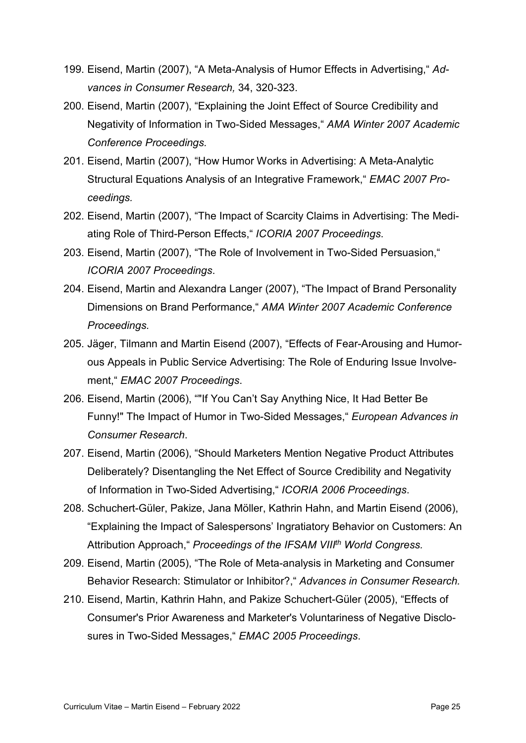199. Eisend, Martin (2007), "A Meta-Analysis of Humor Effects in Advertising," *Advances in Consumer Research,* 34, 320-323.
200. Eisend, Martin (2007), "Explaining the Joint Effect of Source Credibility and Negativity of Information in Two-Sided Messages," *AMA Winter 2007 Academic Conference Proceedings.*
201. Eisend, Martin (2007), "How Humor Works in Advertising: A Meta-Analytic Structural Equations Analysis of an Integrative Framework," *EMAC 2007 Proceedings.*
202. Eisend, Martin (2007), "The Impact of Scarcity Claims in Advertising: The Mediating Role of Third-Person Effects," *ICORIA 2007 Proceedings*.
203. Eisend, Martin (2007), "The Role of Involvement in Two-Sided Persuasion," *ICORIA 2007 Proceedings*.
204. Eisend, Martin and Alexandra Langer (2007), "The Impact of Brand Personality Dimensions on Brand Performance," *AMA Winter 2007 Academic Conference Proceedings.*
205. Jäger, Tilmann and Martin Eisend (2007), "Effects of Fear-Arousing and Humorous Appeals in Public Service Advertising: The Role of Enduring Issue Involvement," *EMAC 2007 Proceedings*.
206. Eisend, Martin (2006), ""If You Can't Say Anything Nice, It Had Better Be Funny!" The Impact of Humor in Two-Sided Messages," *European Advances in Consumer Research*.
207. Eisend, Martin (2006), "Should Marketers Mention Negative Product Attributes Deliberately? Disentangling the Net Effect of Source Credibility and Negativity of Information in Two-Sided Advertising," *ICORIA 2006 Proceedings*.
208. Schuchert-Güler, Pakize, Jana Möller, Kathrin Hahn, and Martin Eisend (2006), "Explaining the Impact of Salespersons' Ingratiatory Behavior on Customers: An Attribution Approach," *Proceedings of the IFSAM VIII$^{th}$ World Congress.*
209. Eisend, Martin (2005), "The Role of Meta-analysis in Marketing and Consumer Behavior Research: Stimulator or Inhibitor?," *Advances in Consumer Research.*
210. Eisend, Martin, Kathrin Hahn, and Pakize Schuchert-Güler (2005), "Effects of Consumer's Prior Awareness and Marketer's Voluntariness of Negative Disclosures in Two-Sided Messages," *EMAC 2005 Proceedings*.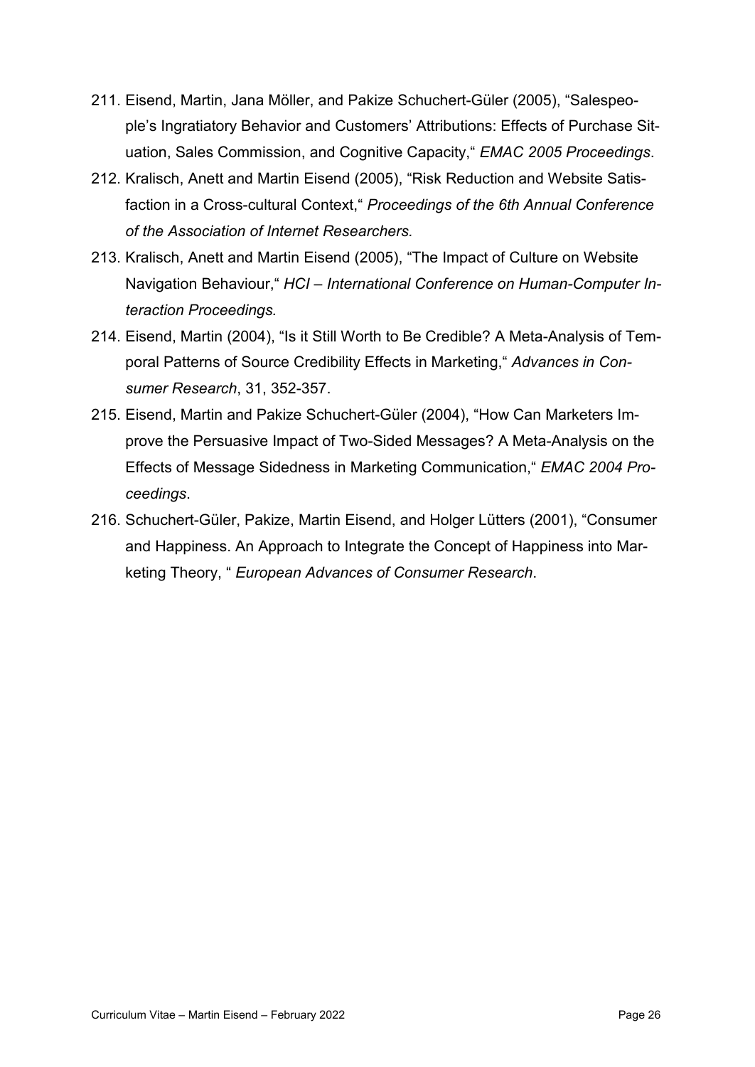211. Eisend, Martin, Jana Möller, and Pakize Schuchert-Güler (2005), “Salespeople’s Ingratiatory Behavior and Customers’ Attributions: Effects of Purchase Situation, Sales Commission, and Cognitive Capacity,“ *EMAC 2005 Proceedings*.
212. Kralisch, Anett and Martin Eisend (2005), “Risk Reduction and Website Satisfaction in a Cross-cultural Context,“ *Proceedings of the 6th Annual Conference of the Association of Internet Researchers.*
213. Kralisch, Anett and Martin Eisend (2005), “The Impact of Culture on Website Navigation Behaviour,“ *HCI – International Conference on Human-Computer Interaction Proceedings.*
214. Eisend, Martin (2004), “Is it Still Worth to Be Credible? A Meta-Analysis of Temporal Patterns of Source Credibility Effects in Marketing,“ *Advances in Consumer Research*, 31, 352-357.
215. Eisend, Martin and Pakize Schuchert-Güler (2004), “How Can Marketers Improve the Persuasive Impact of Two-Sided Messages? A Meta-Analysis on the Effects of Message Sidedness in Marketing Communication,“ *EMAC 2004 Proceedings*.
216. Schuchert-Güler, Pakize, Martin Eisend, and Holger Lütters (2001), “Consumer and Happiness. An Approach to Integrate the Concept of Happiness into Marketing Theory, “ *European Advances of Consumer Research*.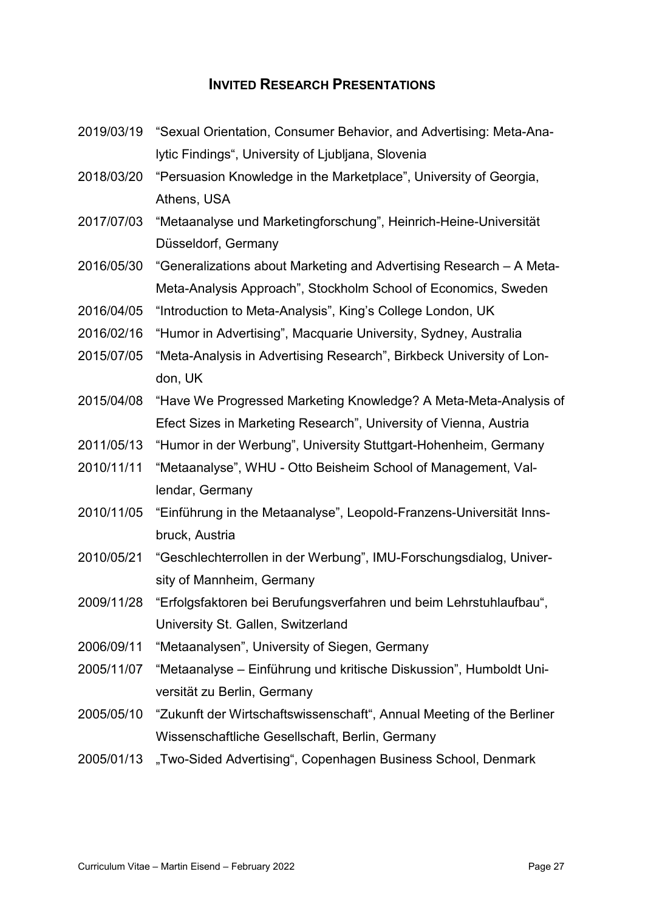## INVITED RESEARCH PRESENTATIONS

2019/03/19 "Sexual Orientation, Consumer Behavior, and Advertising: Meta-Analytic Findings", University of Ljubljana, Slovenia

2018/03/20 "Persuasion Knowledge in the Marketplace", University of Georgia, Athens, USA

2017/07/03 "Metaanalyse und Marketingforschung", Heinrich-Heine-Universität Düsseldorf, Germany

2016/05/30 "Generalizations about Marketing and Advertising Research – A Meta-Meta-Analysis Approach", Stockholm School of Economics, Sweden

2016/04/05 "Introduction to Meta-Analysis", King's College London, UK

2016/02/16 "Humor in Advertising", Macquarie University, Sydney, Australia

2015/07/05 "Meta-Analysis in Advertising Research", Birkbeck University of London, UK

2015/04/08 "Have We Progressed Marketing Knowledge? A Meta-Meta-Analysis of Efect Sizes in Marketing Research", University of Vienna, Austria

2011/05/13 "Humor in der Werbung", University Stuttgart-Hohenheim, Germany

2010/11/11 "Metaanalyse", WHU - Otto Beisheim School of Management, Vallendar, Germany

2010/11/05 "Einführung in the Metaanalyse", Leopold-Franzens-Universität Innsbruck, Austria

2010/05/21 "Geschlechterrollen in der Werbung", IMU-Forschungsdialog, University of Mannheim, Germany

2009/11/28 "Erfolgsfaktoren bei Berufungsverfahren und beim Lehrstuhlaufbau", University St. Gallen, Switzerland

2006/09/11 "Metaanalysen", University of Siegen, Germany

2005/11/07 "Metaanalyse – Einführung und kritische Diskussion", Humboldt Universität zu Berlin, Germany

2005/05/10 "Zukunft der Wirtschaftswissenschaft", Annual Meeting of the Berliner Wissenschaftliche Gesellschaft, Berlin, Germany

2005/01/13 „Two-Sided Advertising", Copenhagen Business School, Denmark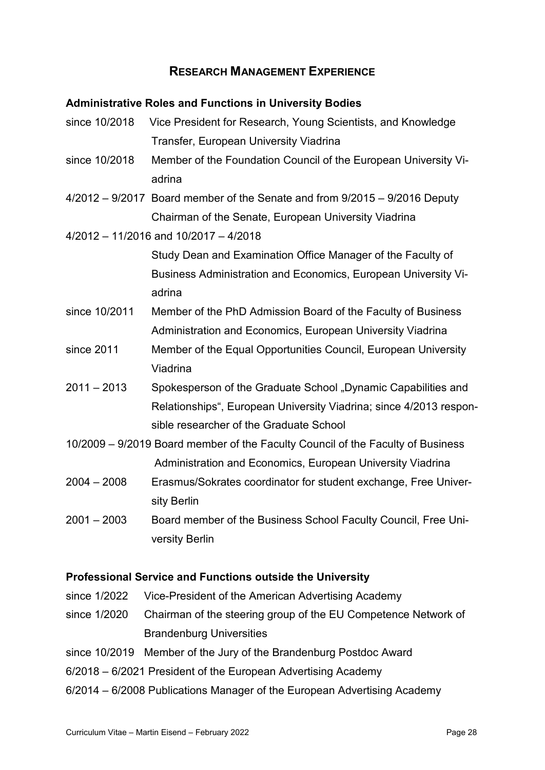## Research Management Experience

### Administrative Roles and Functions in University Bodies

since 10/2018 Vice President for Research, Young Scientists, and Knowledge Transfer, European University Viadrina

since 10/2018 Member of the Foundation Council of the European University Viadrina

4/2012 – 9/2017 Board member of the Senate and from 9/2015 – 9/2016 Deputy Chairman of the Senate, European University Viadrina

4/2012 – 11/2016 and 10/2017 – 4/2018
Study Dean and Examination Office Manager of the Faculty of Business Administration and Economics, European University Viadrina

since 10/2011 Member of the PhD Admission Board of the Faculty of Business Administration and Economics, European University Viadrina

since 2011 Member of the Equal Opportunities Council, European University Viadrina

2011 – 2013 Spokesperson of the Graduate School „Dynamic Capabilities and Relationships", European University Viadrina; since 4/2013 responsible researcher of the Graduate School

10/2009 – 9/2019 Board member of the Faculty Council of the Faculty of Business Administration and Economics, European University Viadrina

2004 – 2008 Erasmus/Sokrates coordinator for student exchange, Free University Berlin

2001 – 2003 Board member of the Business School Faculty Council, Free University Berlin

### Professional Service and Functions outside the University

since 1/2022 Vice-President of the American Advertising Academy

since 1/2020 Chairman of the steering group of the EU Competence Network of Brandenburg Universities

since 10/2019 Member of the Jury of the Brandenburg Postdoc Award

6/2018 – 6/2021 President of the European Advertising Academy

6/2014 – 6/2008 Publications Manager of the European Advertising Academy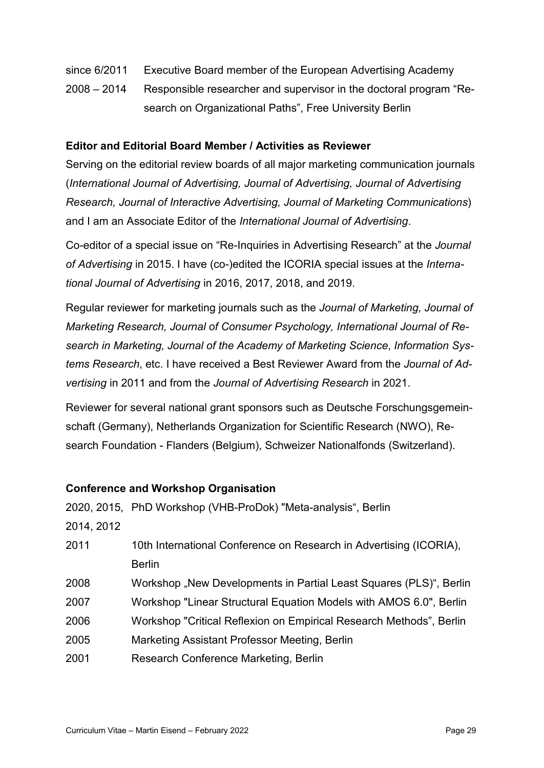| | |
|---|---|
| since 6/2011 | Executive Board member of the European Advertising Academy |
| 2008 – 2014 | Responsible researcher and supervisor in the doctoral program "Research on Organizational Paths", Free University Berlin |

**Editor and Editorial Board Member / Activities as Reviewer**

Serving on the editorial review boards of all major marketing communication journals (*International Journal of Advertising, Journal of Advertising, Journal of Advertising Research, Journal of Interactive Advertising, Journal of Marketing Communications*) and I am an Associate Editor of the *International Journal of Advertising*.

Co-editor of a special issue on "Re-Inquiries in Advertising Research" at the *Journal of Advertising* in 2015. I have (co-)edited the ICORIA special issues at the *International Journal of Advertising* in 2016, 2017, 2018, and 2019.

Regular reviewer for marketing journals such as the *Journal of Marketing, Journal of Marketing Research, Journal of Consumer Psychology, International Journal of Research in Marketing, Journal of the Academy of Marketing Science*, *Information Systems Research*, etc. I have received a Best Reviewer Award from the *Journal of Advertising* in 2011 and from the *Journal of Advertising Research* in 2021.

Reviewer for several national grant sponsors such as Deutsche Forschungsgemeinschaft (Germany), Netherlands Organization for Scientific Research (NWO), Research Foundation - Flanders (Belgium), Schweizer Nationalfonds (Switzerland).

**Conference and Workshop Organisation**

| | |
|---|---|
| 2020, 2015, 2014, 2012 | PhD Workshop (VHB-ProDok) "Meta-analysis", Berlin |
| 2011 | 10th International Conference on Research in Advertising (ICORIA), Berlin |
| 2008 | Workshop „New Developments in Partial Least Squares (PLS)", Berlin |
| 2007 | Workshop "Linear Structural Equation Models with AMOS 6.0", Berlin |
| 2006 | Workshop "Critical Reflexion on Empirical Research Methods", Berlin |
| 2005 | Marketing Assistant Professor Meeting, Berlin |
| 2001 | Research Conference Marketing, Berlin |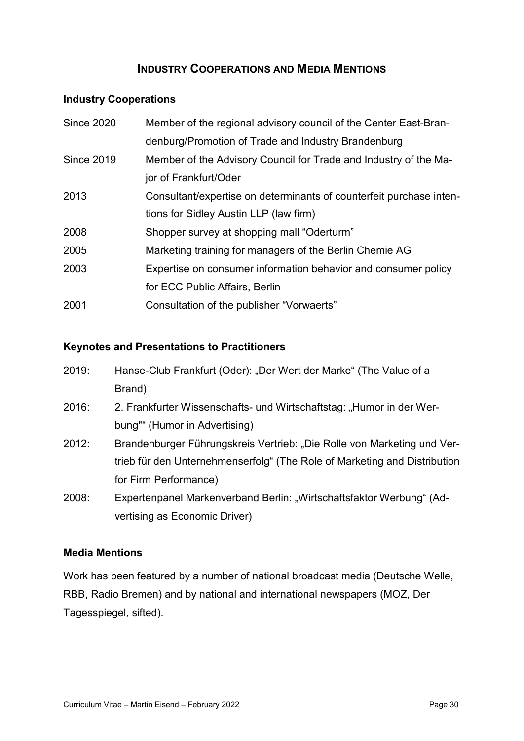# INDUSTRY COOPERATIONS AND MEDIA MENTIONS

## Industry Cooperations

| | |
|---|---|
| Since 2020 | Member of the regional advisory council of the Center East-Brandenburg/Promotion of Trade and Industry Brandenburg |
| Since 2019 | Member of the Advisory Council for Trade and Industry of the Major of Frankfurt/Oder |
| 2013 | Consultant/expertise on determinants of counterfeit purchase intentions for Sidley Austin LLP (law firm) |
| 2008 | Shopper survey at shopping mall "Oderturm" |
| 2005 | Marketing training for managers of the Berlin Chemie AG |
| 2003 | Expertise on consumer information behavior and consumer policy for ECC Public Affairs, Berlin |
| 2001 | Consultation of the publisher "Vorwaerts" |

## Keynotes and Presentations to Practitioners

2019: Hanse-Club Frankfurt (Oder): „Der Wert der Marke" (The Value of a Brand)

2016: 2. Frankfurter Wissenschafts- und Wirtschaftstag: „Humor in der Werbung"" (Humor in Advertising)

2012: Brandenburger Führungskreis Vertrieb: „Die Rolle von Marketing und Vertrieb für den Unternehmenserfolg" (The Role of Marketing and Distribution for Firm Performance)

2008: Expertenpanel Markenverband Berlin: „Wirtschaftsfaktor Werbung" (Advertising as Economic Driver)

## Media Mentions

Work has been featured by a number of national broadcast media (Deutsche Welle, RBB, Radio Bremen) and by national and international newspapers (MOZ, Der Tagesspiegel, sifted).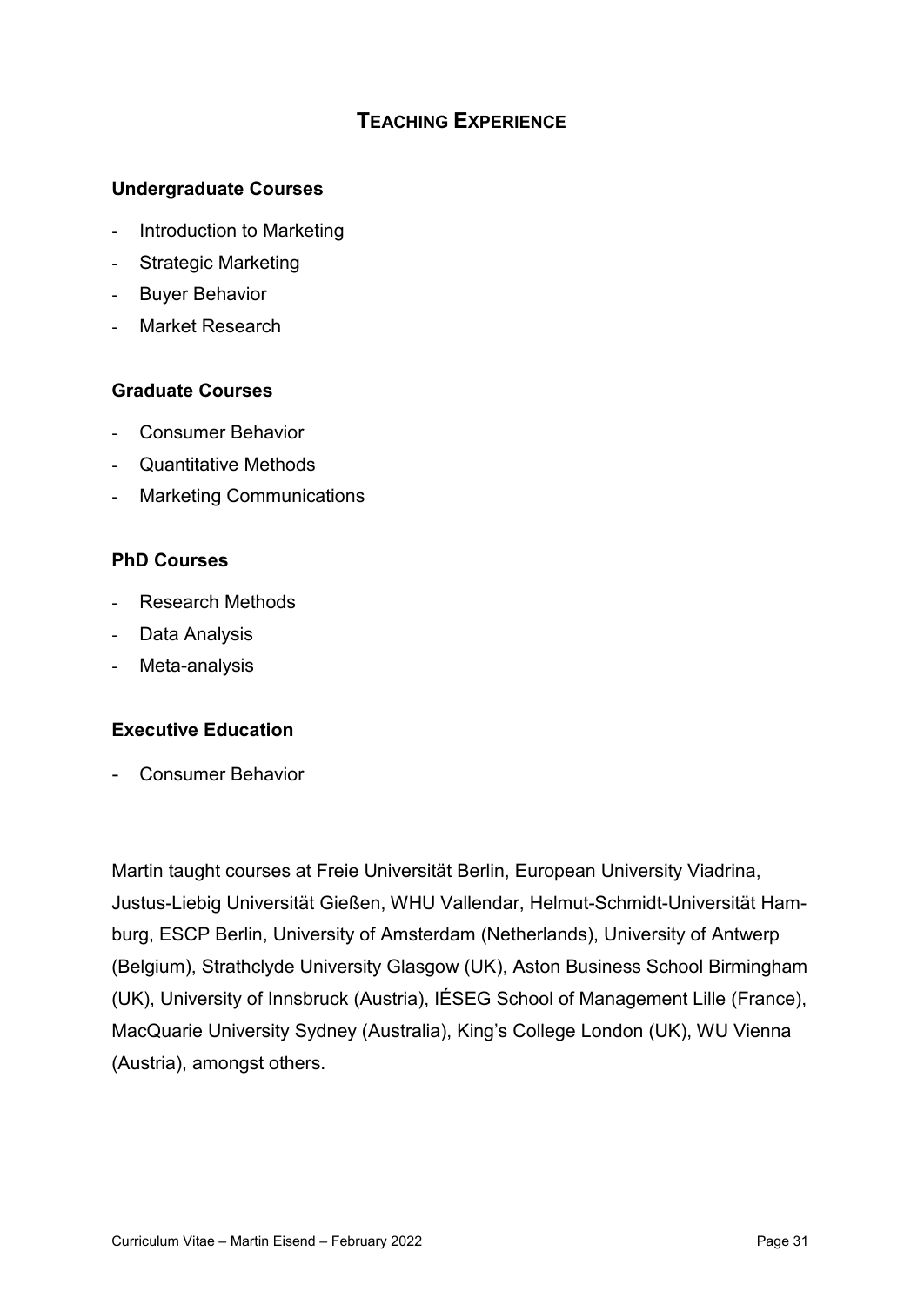## TEACHING EXPERIENCE

### Undergraduate Courses

- Introduction to Marketing
- Strategic Marketing
- Buyer Behavior
- Market Research

### Graduate Courses

- Consumer Behavior
- Quantitative Methods
- Marketing Communications

### PhD Courses

- Research Methods
- Data Analysis
- Meta-analysis

### Executive Education

- Consumer Behavior

Martin taught courses at Freie Universität Berlin, European University Viadrina, Justus-Liebig Universität Gießen, WHU Vallendar, Helmut-Schmidt-Universität Hamburg, ESCP Berlin, University of Amsterdam (Netherlands), University of Antwerp (Belgium), Strathclyde University Glasgow (UK), Aston Business School Birmingham (UK), University of Innsbruck (Austria), IÉSEG School of Management Lille (France), MacQuarie University Sydney (Australia), King's College London (UK), WU Vienna (Austria), amongst others.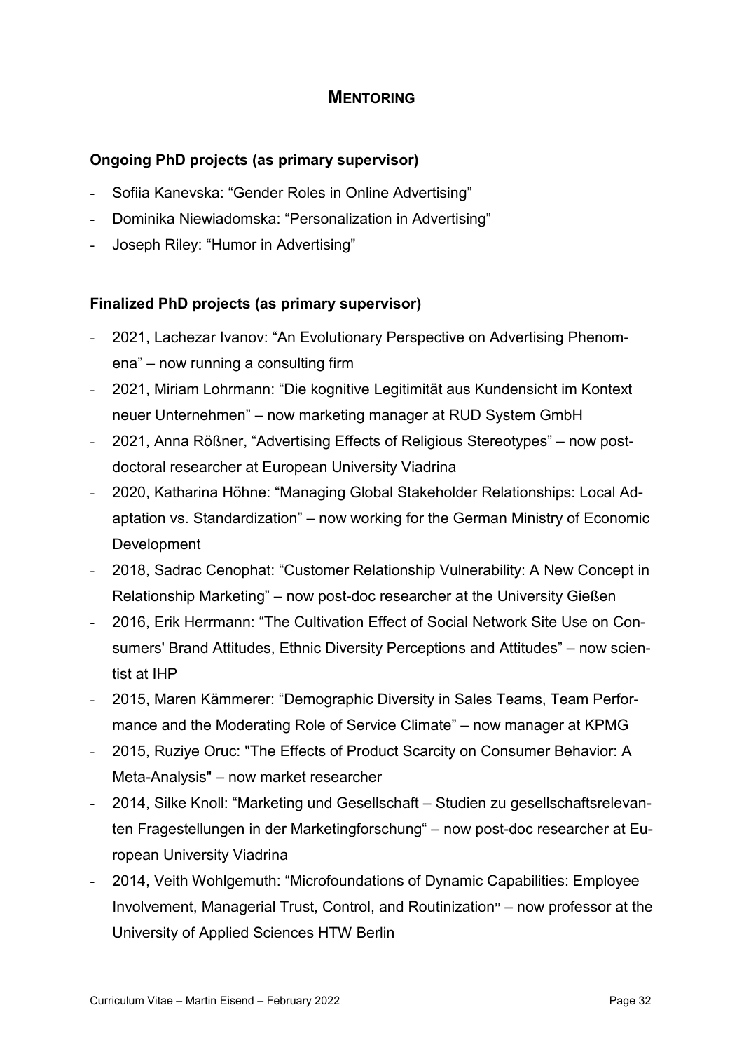## MENTORING

### Ongoing PhD projects (as primary supervisor)

- Sofiia Kanevska: “Gender Roles in Online Advertising”
- Dominika Niewiadomska: “Personalization in Advertising”
- Joseph Riley: “Humor in Advertising”

### Finalized PhD projects (as primary supervisor)

- 2021, Lachezar Ivanov: “An Evolutionary Perspective on Advertising Phenomena” – now running a consulting firm
- 2021, Miriam Lohrmann: “Die kognitive Legitimität aus Kundensicht im Kontext neuer Unternehmen” – now marketing manager at RUD System GmbH
- 2021, Anna Rößner, “Advertising Effects of Religious Stereotypes” – now post-doctoral researcher at European University Viadrina
- 2020, Katharina Höhne: “Managing Global Stakeholder Relationships: Local Adaptation vs. Standardization” – now working for the German Ministry of Economic Development
- 2018, Sadrac Cenophat: “Customer Relationship Vulnerability: A New Concept in Relationship Marketing” – now post-doc researcher at the University Gießen
- 2016, Erik Herrmann: “The Cultivation Effect of Social Network Site Use on Consumers' Brand Attitudes, Ethnic Diversity Perceptions and Attitudes” – now scientist at IHP
- 2015, Maren Kämmerer: “Demographic Diversity in Sales Teams, Team Performance and the Moderating Role of Service Climate” – now manager at KPMG
- 2015, Ruziye Oruc: "The Effects of Product Scarcity on Consumer Behavior: A Meta-Analysis" – now market researcher
- 2014, Silke Knoll: “Marketing und Gesellschaft – Studien zu gesellschaftsrelevanten Fragestellungen in der Marketingforschung“ – now post-doc researcher at European University Viadrina
- 2014, Veith Wohlgemuth: “Microfoundations of Dynamic Capabilities: Employee Involvement, Managerial Trust, Control, and Routinization” – now professor at the University of Applied Sciences HTW Berlin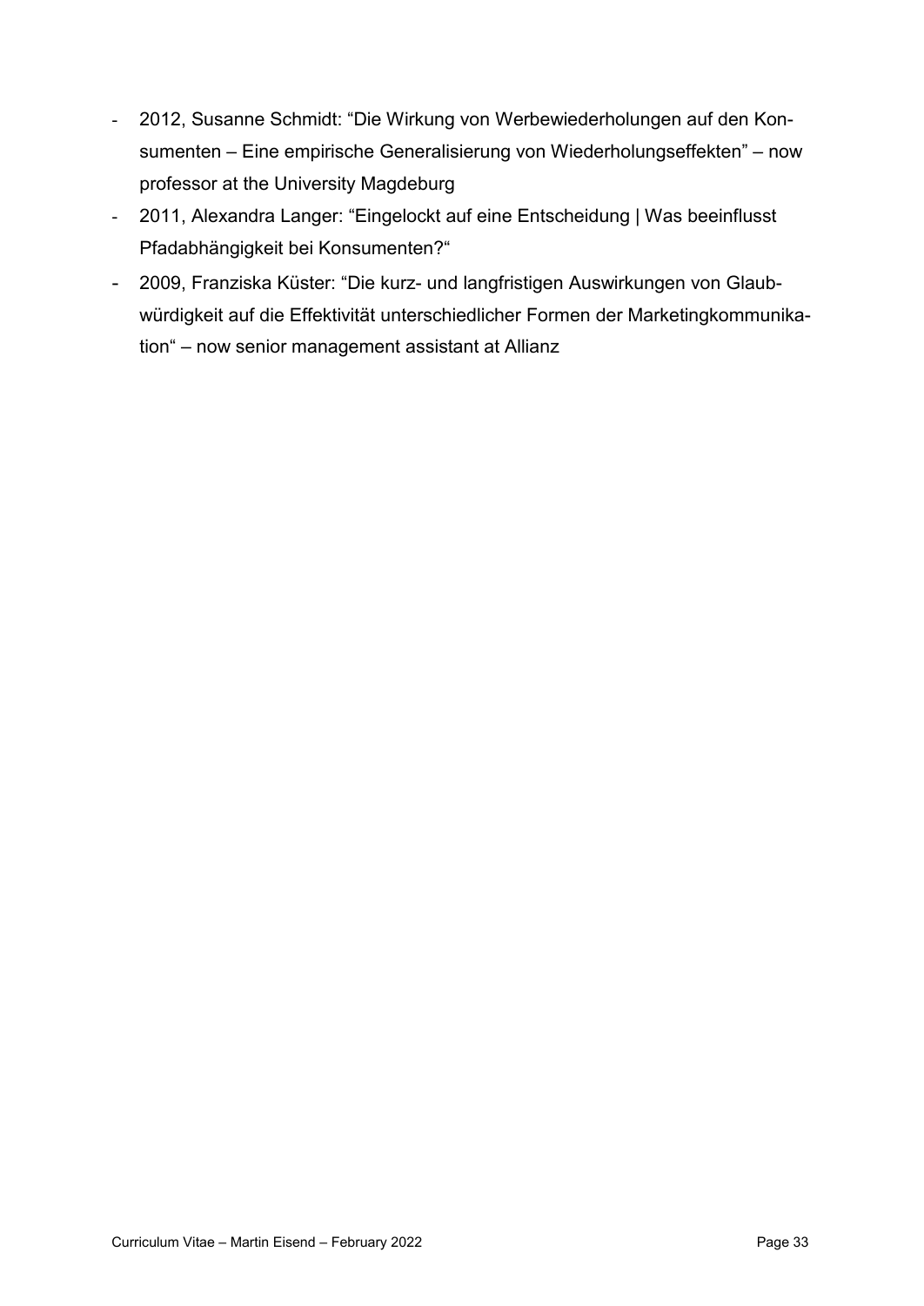- 2012, Susanne Schmidt: “Die Wirkung von Werbewiederholungen auf den Konsumenten – Eine empirische Generalisierung von Wiederholungseffekten” – now professor at the University Magdeburg
- 2011, Alexandra Langer: “Eingelockt auf eine Entscheidung | Was beeinflusst Pfadabhängigkeit bei Konsumenten?“
- 2009, Franziska Küster: “Die kurz- und langfristigen Auswirkungen von Glaubwürdigkeit auf die Effektivität unterschiedlicher Formen der Marketingkommunikation“ – now senior management assistant at Allianz